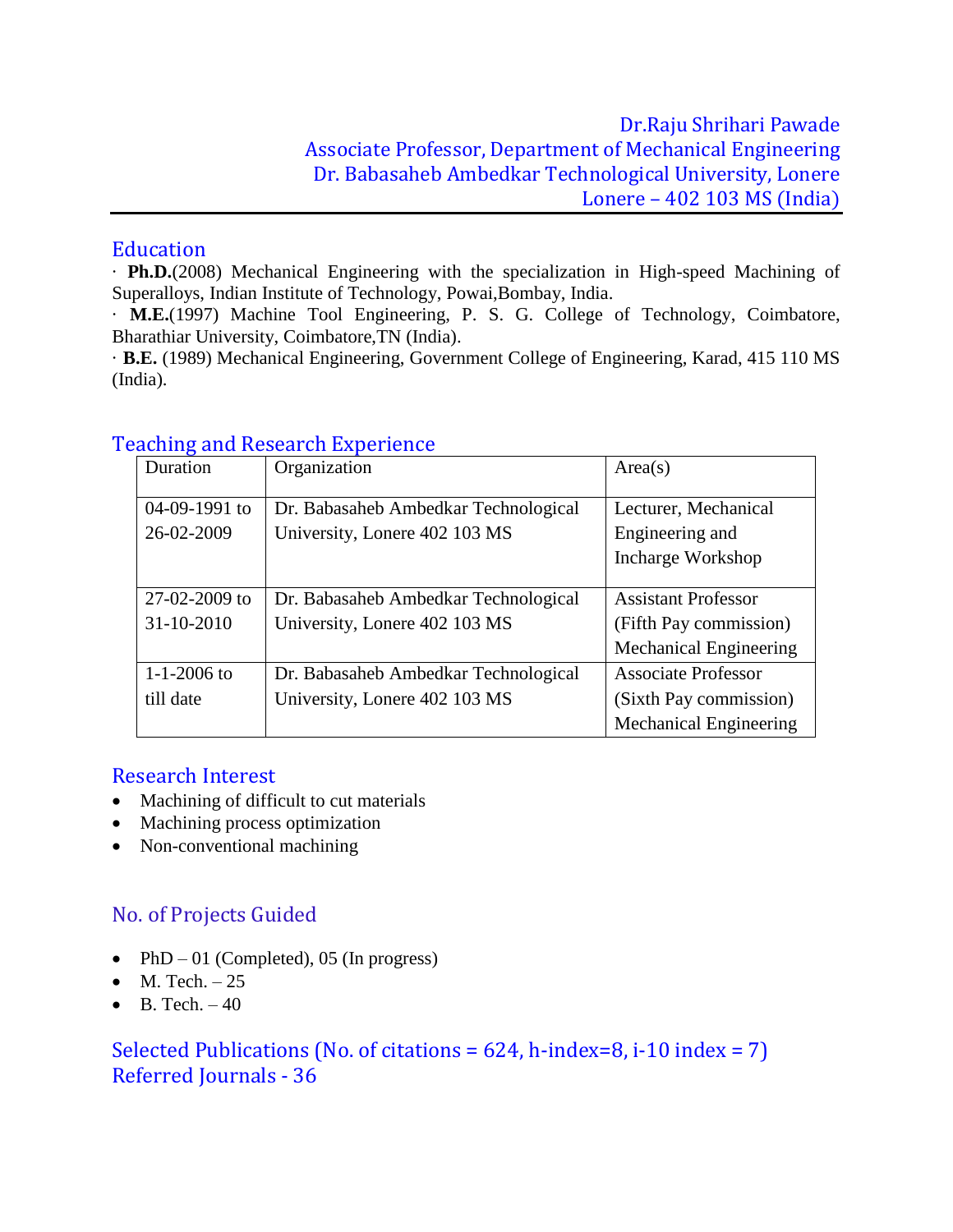Dr.Raju Shrihari Pawade
Associate Professor, Department of Mechanical Engineering
Dr. Babasaheb Ambedkar Technological University, Lonere
Lonere – 402 103 MS (India)

## Education

· **Ph.D.**(2008) Mechanical Engineering with the specialization in High-speed Machining of Superalloys, Indian Institute of Technology, Powai,Bombay, India.
· **M.E.**(1997) Machine Tool Engineering, P. S. G. College of Technology, Coimbatore, Bharathiar University, Coimbatore,TN (India).
· **B.E.** (1989) Mechanical Engineering, Government College of Engineering, Karad, 415 110 MS (India).

## Teaching and Research Experience

| Duration | Organization | Area(s) |
|---|---|---|
| 04-09-1991 to 26-02-2009 | Dr. Babasaheb Ambedkar Technological University, Lonere 402 103 MS | Lecturer, Mechanical Engineering and Incharge Workshop |
| 27-02-2009 to 31-10-2010 | Dr. Babasaheb Ambedkar Technological University, Lonere 402 103 MS | Assistant Professor (Fifth Pay commission) Mechanical Engineering |
| 1-1-2006 to till date | Dr. Babasaheb Ambedkar Technological University, Lonere 402 103 MS | Associate Professor (Sixth Pay commission) Mechanical Engineering |

## Research Interest

- Machining of difficult to cut materials
- Machining process optimization
- Non-conventional machining

## No. of Projects Guided

- PhD – 01 (Completed), 05 (In progress)
- M. Tech. – 25
- B. Tech. – 40

## Selected Publications (No. of citations = 624, h-index=8, i-10 index = 7)

## Referred Journals - 36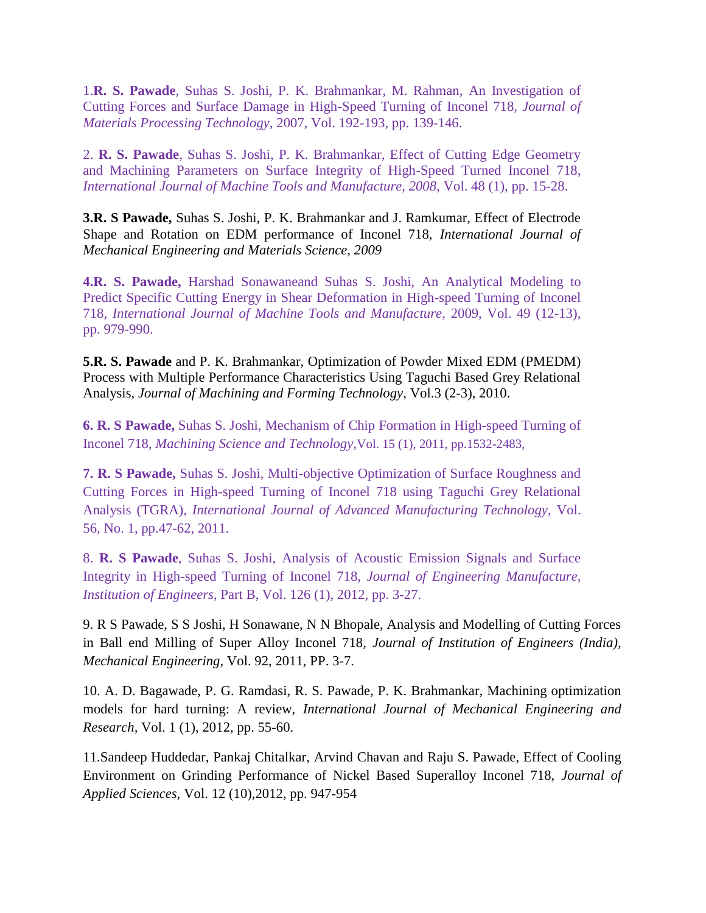1.**R. S. Pawade**, Suhas S. Joshi, P. K. Brahmankar, M. Rahman, An Investigation of Cutting Forces and Surface Damage in High-Speed Turning of Inconel 718, *Journal of Materials Processing Technology*, 2007, Vol. 192-193, pp. 139-146.

2. **R. S. Pawade**, Suhas S. Joshi, P. K. Brahmankar, Effect of Cutting Edge Geometry and Machining Parameters on Surface Integrity of High-Speed Turned Inconel 718, *International Journal of Machine Tools and Manufacture, 2008,* Vol. 48 (1), pp. 15-28.

**3.R. S Pawade,** Suhas S. Joshi, P. K. Brahmankar and J. Ramkumar, Effect of Electrode Shape and Rotation on EDM performance of Inconel 718, *International Journal of Mechanical Engineering and Materials Science, 2009*

**4.R. S. Pawade,** Harshad Sonawaneand Suhas S. Joshi, An Analytical Modeling to Predict Specific Cutting Energy in Shear Deformation in High-speed Turning of Inconel 718, *International Journal of Machine Tools and Manufacture*, 2009, Vol. 49 (12-13), pp. 979-990.

**5.R. S. Pawade** and P. K. Brahmankar, Optimization of Powder Mixed EDM (PMEDM) Process with Multiple Performance Characteristics Using Taguchi Based Grey Relational Analysis, *Journal of Machining and Forming Technology*, Vol.3 (2-3), 2010.

**6. R. S Pawade,** Suhas S. Joshi, Mechanism of Chip Formation in High-speed Turning of Inconel 718, *Machining Science and Technology*,Vol. 15 (1), 2011, pp.1532-2483,

**7. R. S Pawade,** Suhas S. Joshi, Multi-objective Optimization of Surface Roughness and Cutting Forces in High-speed Turning of Inconel 718 using Taguchi Grey Relational Analysis (TGRA), *International Journal of Advanced Manufacturing Technology*, Vol. 56, No. 1, pp.47-62, 2011.

8. **R. S Pawade**, Suhas S. Joshi, Analysis of Acoustic Emission Signals and Surface Integrity in High-speed Turning of Inconel 718, *Journal of Engineering Manufacture, Institution of Engineers*, Part B, Vol. 126 (1), 2012, pp. 3-27.

9. R S Pawade, S S Joshi, H Sonawane, N N Bhopale, Analysis and Modelling of Cutting Forces in Ball end Milling of Super Alloy Inconel 718, *Journal of Institution of Engineers (India), Mechanical Engineering*, Vol. 92, 2011, PP. 3-7.

10. A. D. Bagawade, P. G. Ramdasi, R. S. Pawade, P. K. Brahmankar, Machining optimization models for hard turning: A review, *International Journal of Mechanical Engineering and Research*, Vol. 1 (1), 2012, pp. 55-60.

11.Sandeep Huddedar, Pankaj Chitalkar, Arvind Chavan and Raju S. Pawade, Effect of Cooling Environment on Grinding Performance of Nickel Based Superalloy Inconel 718, *Journal of Applied Sciences*, Vol. 12 (10),2012, pp. 947-954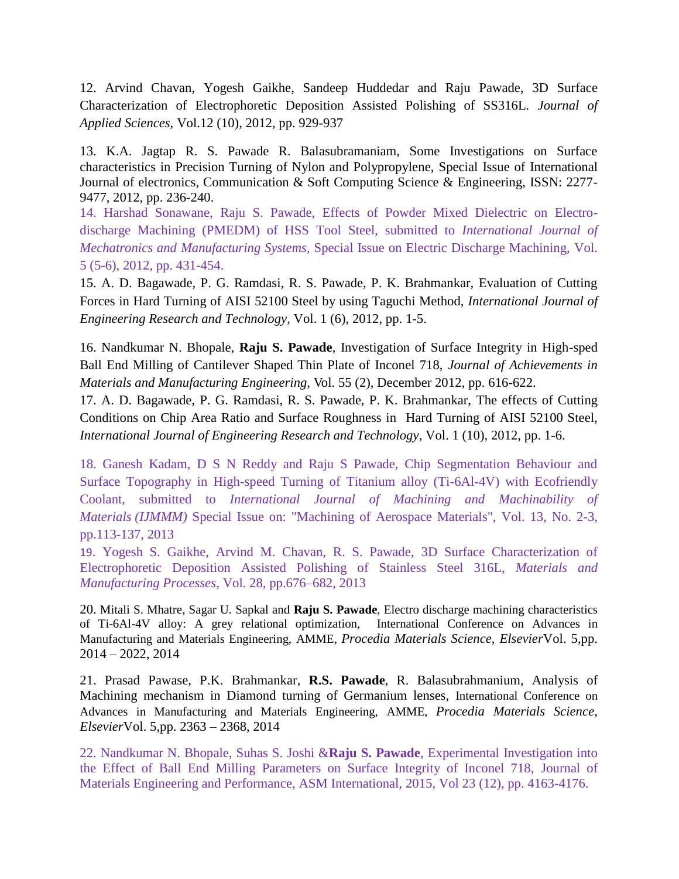12. Arvind Chavan, Yogesh Gaikhe, Sandeep Huddedar and Raju Pawade, 3D Surface Characterization of Electrophoretic Deposition Assisted Polishing of SS316L. *Journal of Applied Sciences*, Vol.12 (10), 2012, pp. 929-937

13. K.A. Jagtap R. S. Pawade R. Balasubramaniam, Some Investigations on Surface characteristics in Precision Turning of Nylon and Polypropylene, Special Issue of International Journal of electronics, Communication & Soft Computing Science & Engineering, ISSN: 2277-9477, 2012, pp. 236-240.

14. Harshad Sonawane, Raju S. Pawade, Effects of Powder Mixed Dielectric on Electro-discharge Machining (PMEDM) of HSS Tool Steel, submitted to *International Journal of Mechatronics and Manufacturing Systems*, Special Issue on Electric Discharge Machining, Vol. 5 (5-6), 2012, pp. 431-454.

15. A. D. Bagawade, P. G. Ramdasi, R. S. Pawade, P. K. Brahmankar, Evaluation of Cutting Forces in Hard Turning of AISI 52100 Steel by using Taguchi Method, *International Journal of Engineering Research and Technology*, Vol. 1 (6), 2012, pp. 1-5.

16. Nandkumar N. Bhopale, **Raju S. Pawade**, Investigation of Surface Integrity in High-sped Ball End Milling of Cantilever Shaped Thin Plate of Inconel 718, *Journal of Achievements in Materials and Manufacturing Engineering,* Vol. 55 (2), December 2012, pp. 616-622.

17. A. D. Bagawade, P. G. Ramdasi, R. S. Pawade, P. K. Brahmankar, The effects of Cutting Conditions on Chip Area Ratio and Surface Roughness in Hard Turning of AISI 52100 Steel, *International Journal of Engineering Research and Technology*, Vol. 1 (10), 2012, pp. 1-6.

18. Ganesh Kadam, D S N Reddy and Raju S Pawade, Chip Segmentation Behaviour and Surface Topography in High-speed Turning of Titanium alloy (Ti-6Al-4V) with Ecofriendly Coolant, submitted to *International Journal of Machining and Machinability of Materials (IJMMM)* Special Issue on: "Machining of Aerospace Materials", Vol. 13, No. 2-3, pp.113-137, 2013

19. Yogesh S. Gaikhe, Arvind M. Chavan, R. S. Pawade, 3D Surface Characterization of Electrophoretic Deposition Assisted Polishing of Stainless Steel 316L, *Materials and Manufacturing Processes*, Vol. 28, pp.676–682, 2013

20. Mitali S. Mhatre, Sagar U. Sapkal and **Raju S. Pawade**, Electro discharge machining characteristics of Ti-6Al-4V alloy: A grey relational optimization, International Conference on Advances in Manufacturing and Materials Engineering, AMME, *Procedia Materials Science*, *Elsevier*Vol. 5,pp. 2014 – 2022, 2014

21. Prasad Pawase, P.K. Brahmankar, **R.S. Pawade**, R. Balasubrahmanium, Analysis of Machining mechanism in Diamond turning of Germanium lenses, International Conference on Advances in Manufacturing and Materials Engineering, AMME, *Procedia Materials Science, Elsevier*Vol. 5,pp. 2363 – 2368, 2014

22. Nandkumar N. Bhopale, Suhas S. Joshi &**Raju S. Pawade**, Experimental Investigation into the Effect of Ball End Milling Parameters on Surface Integrity of Inconel 718, Journal of Materials Engineering and Performance, ASM International, 2015, Vol 23 (12), pp. 4163-4176.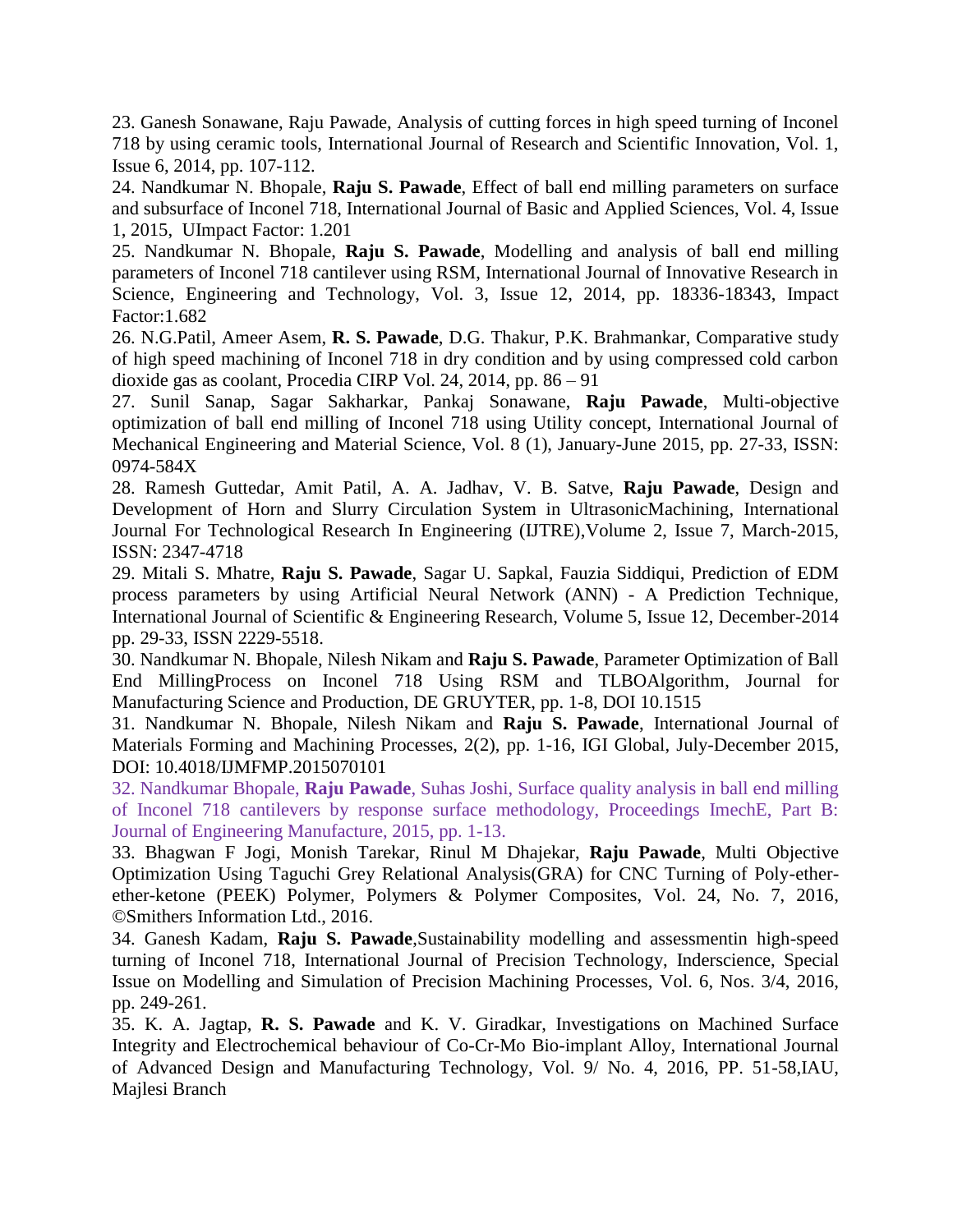23. Ganesh Sonawane, Raju Pawade, Analysis of cutting forces in high speed turning of Inconel 718 by using ceramic tools, International Journal of Research and Scientific Innovation, Vol. 1, Issue 6, 2014, pp. 107-112.

24. Nandkumar N. Bhopale, **Raju S. Pawade**, Effect of ball end milling parameters on surface and subsurface of Inconel 718, International Journal of Basic and Applied Sciences, Vol. 4, Issue 1, 2015, UImpact Factor: 1.201

25. Nandkumar N. Bhopale, **Raju S. Pawade**, Modelling and analysis of ball end milling parameters of Inconel 718 cantilever using RSM, International Journal of Innovative Research in Science, Engineering and Technology, Vol. 3, Issue 12, 2014, pp. 18336-18343, Impact Factor:1.682

26. N.G.Patil, Ameer Asem, **R. S. Pawade**, D.G. Thakur, P.K. Brahmankar, Comparative study of high speed machining of Inconel 718 in dry condition and by using compressed cold carbon dioxide gas as coolant, Procedia CIRP Vol. 24, 2014, pp. 86 – 91

27. Sunil Sanap, Sagar Sakharkar, Pankaj Sonawane, **Raju Pawade**, Multi-objective optimization of ball end milling of Inconel 718 using Utility concept, International Journal of Mechanical Engineering and Material Science, Vol. 8 (1), January-June 2015, pp. 27-33, ISSN: 0974-584X

28. Ramesh Guttedar, Amit Patil, A. A. Jadhav, V. B. Satve, **Raju Pawade**, Design and Development of Horn and Slurry Circulation System in UltrasonicMachining, International Journal For Technological Research In Engineering (IJTRE),Volume 2, Issue 7, March-2015, ISSN: 2347-4718

29. Mitali S. Mhatre, **Raju S. Pawade**, Sagar U. Sapkal, Fauzia Siddiqui, Prediction of EDM process parameters by using Artificial Neural Network (ANN) - A Prediction Technique, International Journal of Scientific & Engineering Research, Volume 5, Issue 12, December-2014 pp. 29-33, ISSN 2229-5518.

30. Nandkumar N. Bhopale, Nilesh Nikam and **Raju S. Pawade**, Parameter Optimization of Ball End MillingProcess on Inconel 718 Using RSM and TLBOAlgorithm, Journal for Manufacturing Science and Production, DE GRUYTER, pp. 1-8, DOI 10.1515

31. Nandkumar N. Bhopale, Nilesh Nikam and **Raju S. Pawade**, International Journal of Materials Forming and Machining Processes, 2(2), pp. 1-16, IGI Global, July-December 2015, DOI: 10.4018/IJMFMP.2015070101

32. Nandkumar Bhopale, **Raju Pawade**, Suhas Joshi, Surface quality analysis in ball end milling of Inconel 718 cantilevers by response surface methodology, Proceedings ImechE, Part B: Journal of Engineering Manufacture, 2015, pp. 1-13.

33. Bhagwan F Jogi, Monish Tarekar, Rinul M Dhajekar, **Raju Pawade**, Multi Objective Optimization Using Taguchi Grey Relational Analysis(GRA) for CNC Turning of Poly-ether-ether-ketone (PEEK) Polymer, Polymers & Polymer Composites, Vol. 24, No. 7, 2016, ©Smithers Information Ltd., 2016.

34. Ganesh Kadam, **Raju S. Pawade**,Sustainability modelling and assessmentin high-speed turning of Inconel 718, International Journal of Precision Technology, Inderscience, Special Issue on Modelling and Simulation of Precision Machining Processes, Vol. 6, Nos. 3/4, 2016, pp. 249-261.

35. K. A. Jagtap, **R. S. Pawade** and K. V. Giradkar, Investigations on Machined Surface Integrity and Electrochemical behaviour of Co-Cr-Mo Bio-implant Alloy, International Journal of Advanced Design and Manufacturing Technology, Vol. 9/ No. 4, 2016, PP. 51-58,IAU, Majlesi Branch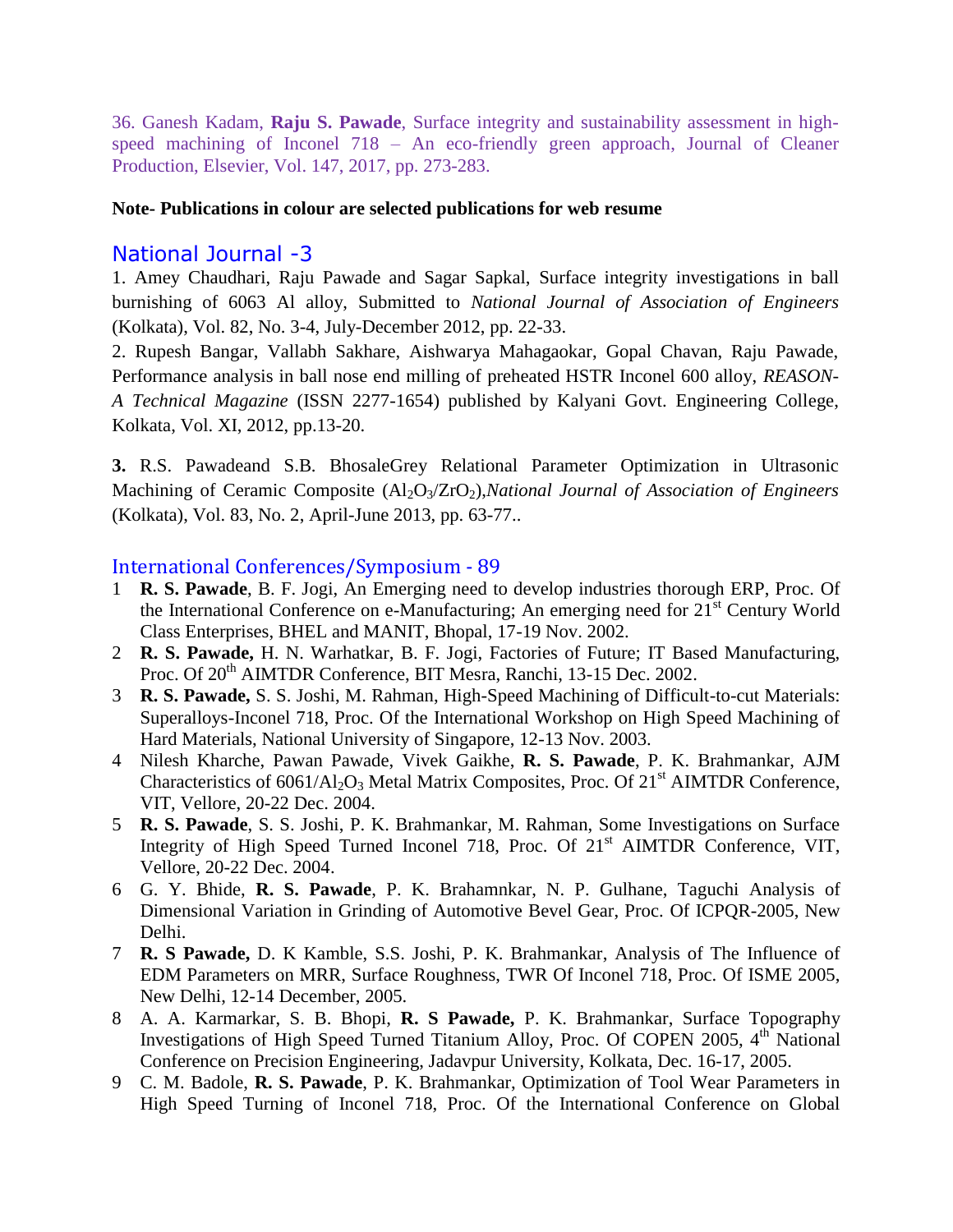36. Ganesh Kadam, **Raju S. Pawade**, Surface integrity and sustainability assessment in high-speed machining of Inconel 718 – An eco-friendly green approach, Journal of Cleaner Production, Elsevier, Vol. 147, 2017, pp. 273-283.

**Note- Publications in colour are selected publications for web resume**

## National Journal -3

1. Amey Chaudhari, Raju Pawade and Sagar Sapkal, Surface integrity investigations in ball burnishing of 6063 Al alloy, Submitted to *National Journal of Association of Engineers* (Kolkata), Vol. 82, No. 3-4, July-December 2012, pp. 22-33.

2. Rupesh Bangar, Vallabh Sakhare, Aishwarya Mahagaokar, Gopal Chavan, Raju Pawade, Performance analysis in ball nose end milling of preheated HSTR Inconel 600 alloy, *REASON- A Technical Magazine* (ISSN 2277-1654) published by Kalyani Govt. Engineering College, Kolkata, Vol. XI, 2012, pp.13-20.

**3.** R.S. Pawadeand S.B. BhosaleGrey Relational Parameter Optimization in Ultrasonic Machining of Ceramic Composite ($Al_2O_3$/$ZrO_2$),*National Journal of Association of Engineers* (Kolkata), Vol. 83, No. 2, April-June 2013, pp. 63-77..

## International Conferences/Symposium - 89

1. **R. S. Pawade**, B. F. Jogi, An Emerging need to develop industries thorough ERP, Proc. Of the International Conference on e-Manufacturing; An emerging need for 21[st] Century World Class Enterprises, BHEL and MANIT, Bhopal, 17-19 Nov. 2002.
2. **R. S. Pawade,** H. N. Warhatkar, B. F. Jogi, Factories of Future; IT Based Manufacturing, Proc. Of 20[th] AIMTDR Conference, BIT Mesra, Ranchi, 13-15 Dec. 2002.
3. **R. S. Pawade,** S. S. Joshi, M. Rahman, High-Speed Machining of Difficult-to-cut Materials: Superalloys-Inconel 718, Proc. Of the International Workshop on High Speed Machining of Hard Materials, National University of Singapore, 12-13 Nov. 2003.
4. Nilesh Kharche, Pawan Pawade, Vivek Gaikhe, **R. S. Pawade**, P. K. Brahmankar, AJM Characteristics of 6061/$Al_2O_3$ Metal Matrix Composites, Proc. Of 21[st] AIMTDR Conference, VIT, Vellore, 20-22 Dec. 2004.
5. **R. S. Pawade**, S. S. Joshi, P. K. Brahmankar, M. Rahman, Some Investigations on Surface Integrity of High Speed Turned Inconel 718, Proc. Of 21[st] AIMTDR Conference, VIT, Vellore, 20-22 Dec. 2004.
6. G. Y. Bhide, **R. S. Pawade**, P. K. Brahamnkar, N. P. Gulhane, Taguchi Analysis of Dimensional Variation in Grinding of Automotive Bevel Gear, Proc. Of ICPQR-2005, New Delhi.
7. **R. S Pawade,** D. K Kamble, S.S. Joshi, P. K. Brahmankar, Analysis of The Influence of EDM Parameters on MRR, Surface Roughness, TWR Of Inconel 718, Proc. Of ISME 2005, New Delhi, 12-14 December, 2005.
8. A. A. Karmarkar, S. B. Bhopi, **R. S Pawade,** P. K. Brahmankar, Surface Topography Investigations of High Speed Turned Titanium Alloy, Proc. Of COPEN 2005, 4[th] National Conference on Precision Engineering, Jadavpur University, Kolkata, Dec. 16-17, 2005.
9. C. M. Badole, **R. S. Pawade**, P. K. Brahmankar, Optimization of Tool Wear Parameters in High Speed Turning of Inconel 718, Proc. Of the International Conference on Global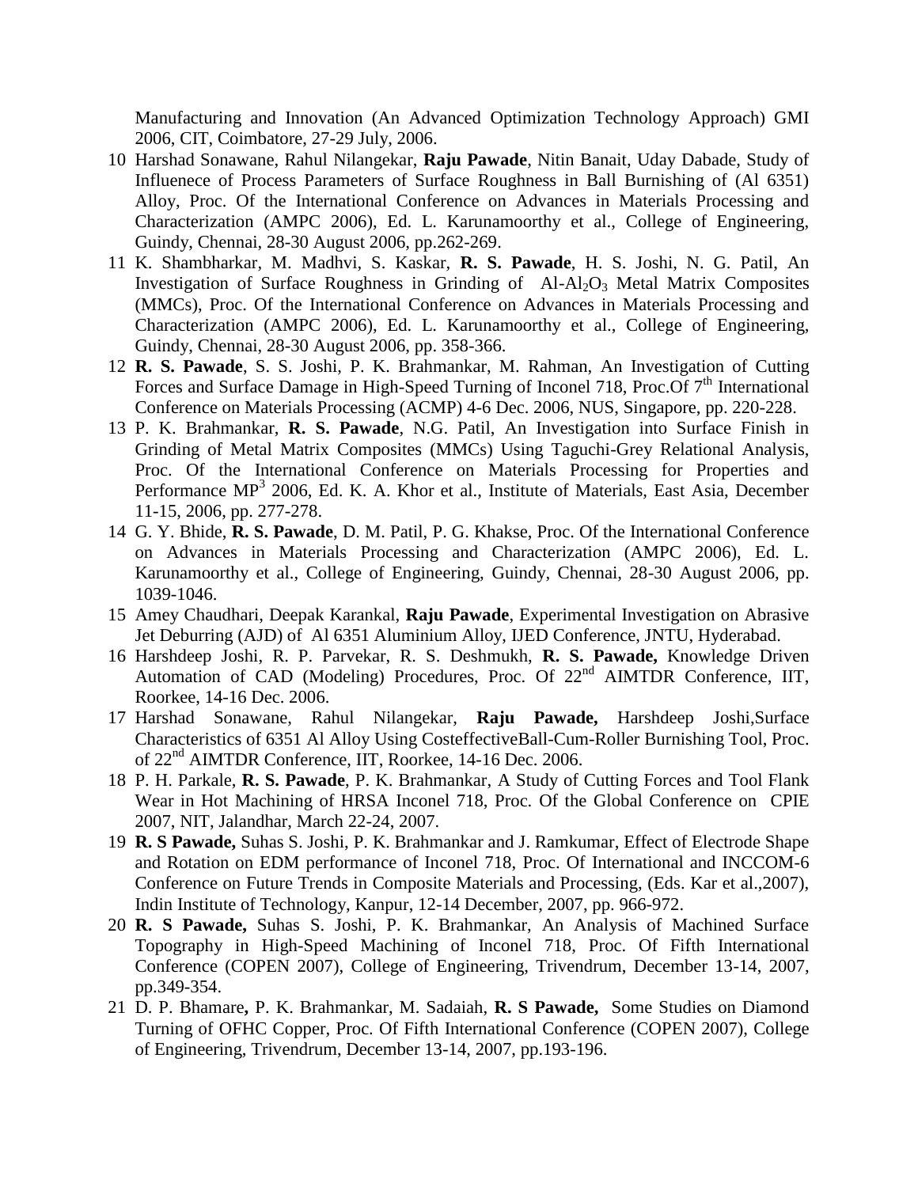Manufacturing and Innovation (An Advanced Optimization Technology Approach) GMI 2006, CIT, Coimbatore, 27-29 July, 2006.

10. Harshad Sonawane, Rahul Nilangekar, **Raju Pawade**, Nitin Banait, Uday Dabade, Study of Influenece of Process Parameters of Surface Roughness in Ball Burnishing of (Al 6351) Alloy, Proc. Of the International Conference on Advances in Materials Processing and Characterization (AMPC 2006), Ed. L. Karunamoorthy et al., College of Engineering, Guindy, Chennai, 28-30 August 2006, pp.262-269.
11. K. Shambharkar, M. Madhvi, S. Kaskar, **R. S. Pawade**, H. S. Joshi, N. G. Patil, An Investigation of Surface Roughness in Grinding of Al-$Al_2O_3$ Metal Matrix Composites (MMCs), Proc. Of the International Conference on Advances in Materials Processing and Characterization (AMPC 2006), Ed. L. Karunamoorthy et al., College of Engineering, Guindy, Chennai, 28-30 August 2006, pp. 358-366.
12. **R. S. Pawade**, S. S. Joshi, P. K. Brahmankar, M. Rahman, An Investigation of Cutting Forces and Surface Damage in High-Speed Turning of Inconel 718, Proc.Of 7th International Conference on Materials Processing (ACMP) 4-6 Dec. 2006, NUS, Singapore, pp. 220-228.
13. P. K. Brahmankar, **R. S. Pawade**, N.G. Patil, An Investigation into Surface Finish in Grinding of Metal Matrix Composites (MMCs) Using Taguchi-Grey Relational Analysis, Proc. Of the International Conference on Materials Processing for Properties and Performance $MP^3$ 2006, Ed. K. A. Khor et al., Institute of Materials, East Asia, December 11-15, 2006, pp. 277-278.
14. G. Y. Bhide, **R. S. Pawade**, D. M. Patil, P. G. Khakse, Proc. Of the International Conference on Advances in Materials Processing and Characterization (AMPC 2006), Ed. L. Karunamoorthy et al., College of Engineering, Guindy, Chennai, 28-30 August 2006, pp. 1039-1046.
15. Amey Chaudhari, Deepak Karankal, **Raju Pawade**, Experimental Investigation on Abrasive Jet Deburring (AJD) of Al 6351 Aluminium Alloy, IJED Conference, JNTU, Hyderabad.
16. Harshdeep Joshi, R. P. Parvekar, R. S. Deshmukh, **R. S. Pawade,** Knowledge Driven Automation of CAD (Modeling) Procedures, Proc. Of 22nd AIMTDR Conference, IIT, Roorkee, 14-16 Dec. 2006.
17. Harshad Sonawane, Rahul Nilangekar, **Raju Pawade,** Harshdeep Joshi,Surface Characteristics of 6351 Al Alloy Using CosteffectiveBall-Cum-Roller Burnishing Tool, Proc. of 22nd AIMTDR Conference, IIT, Roorkee, 14-16 Dec. 2006.
18. P. H. Parkale, **R. S. Pawade**, P. K. Brahmankar, A Study of Cutting Forces and Tool Flank Wear in Hot Machining of HRSA Inconel 718, Proc. Of the Global Conference on CPIE 2007, NIT, Jalandhar, March 22-24, 2007.
19. **R. S Pawade,** Suhas S. Joshi, P. K. Brahmankar and J. Ramkumar, Effect of Electrode Shape and Rotation on EDM performance of Inconel 718, Proc. Of International and INCCOM-6 Conference on Future Trends in Composite Materials and Processing, (Eds. Kar et al.,2007), Indin Institute of Technology, Kanpur, 12-14 December, 2007, pp. 966-972.
20. **R. S Pawade,** Suhas S. Joshi, P. K. Brahmankar, An Analysis of Machined Surface Topography in High-Speed Machining of Inconel 718, Proc. Of Fifth International Conference (COPEN 2007), College of Engineering, Trivendrum, December 13-14, 2007, pp.349-354.
21. D. P. Bhamare**,** P. K. Brahmankar, M. Sadaiah, **R. S Pawade,** Some Studies on Diamond Turning of OFHC Copper, Proc. Of Fifth International Conference (COPEN 2007), College of Engineering, Trivendrum, December 13-14, 2007, pp.193-196.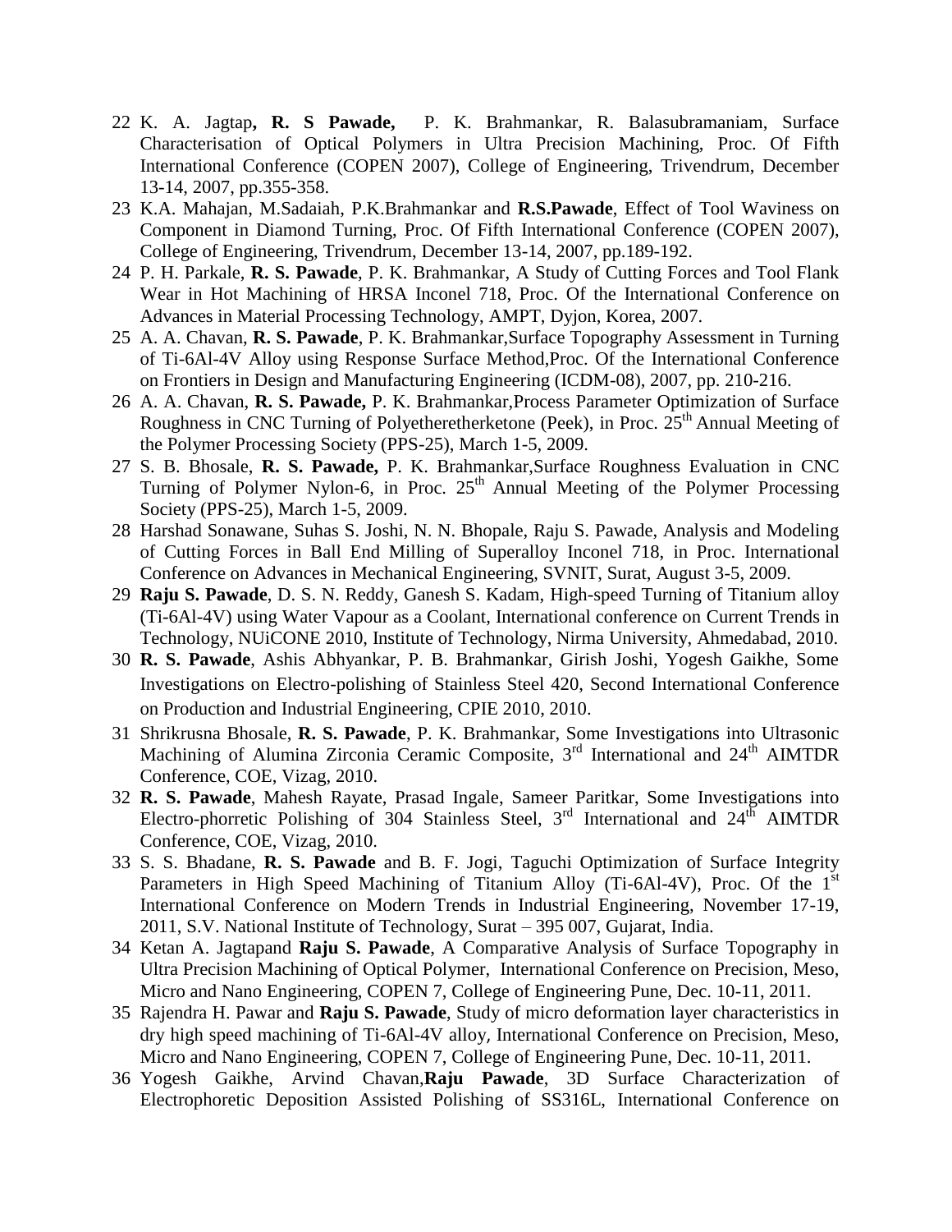22 K. A. Jagtap**, R. S Pawade,** P. K. Brahmankar, R. Balasubramaniam, Surface Characterisation of Optical Polymers in Ultra Precision Machining, Proc. Of Fifth International Conference (COPEN 2007), College of Engineering, Trivendrum, December 13-14, 2007, pp.355-358.

23 K.A. Mahajan, M.Sadaiah, P.K.Brahmankar and **R.S.Pawade**, Effect of Tool Waviness on Component in Diamond Turning, Proc. Of Fifth International Conference (COPEN 2007), College of Engineering, Trivendrum, December 13-14, 2007, pp.189-192.

24 P. H. Parkale, **R. S. Pawade**, P. K. Brahmankar, A Study of Cutting Forces and Tool Flank Wear in Hot Machining of HRSA Inconel 718, Proc. Of the International Conference on Advances in Material Processing Technology, AMPT, Dyjon, Korea, 2007.

25 A. A. Chavan, **R. S. Pawade**, P. K. Brahmankar,Surface Topography Assessment in Turning of Ti-6Al-4V Alloy using Response Surface Method,Proc. Of the International Conference on Frontiers in Design and Manufacturing Engineering (ICDM-08), 2007, pp. 210-216.

26 A. A. Chavan, **R. S. Pawade,** P. K. Brahmankar,Process Parameter Optimization of Surface Roughness in CNC Turning of Polyetheretherketone (Peek), in Proc. 25th Annual Meeting of the Polymer Processing Society (PPS-25), March 1-5, 2009.

27 S. B. Bhosale, **R. S. Pawade,** P. K. Brahmankar,Surface Roughness Evaluation in CNC Turning of Polymer Nylon-6, in Proc. 25th Annual Meeting of the Polymer Processing Society (PPS-25), March 1-5, 2009.

28 Harshad Sonawane, Suhas S. Joshi, N. N. Bhopale, Raju S. Pawade, Analysis and Modeling of Cutting Forces in Ball End Milling of Superalloy Inconel 718, in Proc. International Conference on Advances in Mechanical Engineering, SVNIT, Surat, August 3-5, 2009.

29 **Raju S. Pawade**, D. S. N. Reddy, Ganesh S. Kadam, High-speed Turning of Titanium alloy (Ti-6Al-4V) using Water Vapour as a Coolant, International conference on Current Trends in Technology, NUiCONE 2010, Institute of Technology, Nirma University, Ahmedabad, 2010.

30 **R. S. Pawade**, Ashis Abhyankar, P. B. Brahmankar, Girish Joshi, Yogesh Gaikhe, Some Investigations on Electro-polishing of Stainless Steel 420, Second International Conference on Production and Industrial Engineering, CPIE 2010, 2010.

31 Shrikrusna Bhosale, **R. S. Pawade**, P. K. Brahmankar, Some Investigations into Ultrasonic Machining of Alumina Zirconia Ceramic Composite, 3rd International and 24th AIMTDR Conference, COE, Vizag, 2010.

32 **R. S. Pawade**, Mahesh Rayate, Prasad Ingale, Sameer Paritkar, Some Investigations into Electro-phorretic Polishing of 304 Stainless Steel, 3rd International and 24th AIMTDR Conference, COE, Vizag, 2010.

33 S. S. Bhadane, **R. S. Pawade** and B. F. Jogi, Taguchi Optimization of Surface Integrity Parameters in High Speed Machining of Titanium Alloy (Ti-6Al-4V), Proc. Of the 1st International Conference on Modern Trends in Industrial Engineering, November 17-19, 2011, S.V. National Institute of Technology, Surat – 395 007, Gujarat, India.

34 Ketan A. Jagtapand **Raju S. Pawade**, A Comparative Analysis of Surface Topography in Ultra Precision Machining of Optical Polymer, International Conference on Precision, Meso, Micro and Nano Engineering, COPEN 7, College of Engineering Pune, Dec. 10-11, 2011.

35 Rajendra H. Pawar and **Raju S. Pawade**, Study of micro deformation layer characteristics in dry high speed machining of Ti-6Al-4V alloy, International Conference on Precision, Meso, Micro and Nano Engineering, COPEN 7, College of Engineering Pune, Dec. 10-11, 2011.

36 Yogesh Gaikhe, Arvind Chavan,**Raju Pawade**, 3D Surface Characterization of Electrophoretic Deposition Assisted Polishing of SS316L, International Conference on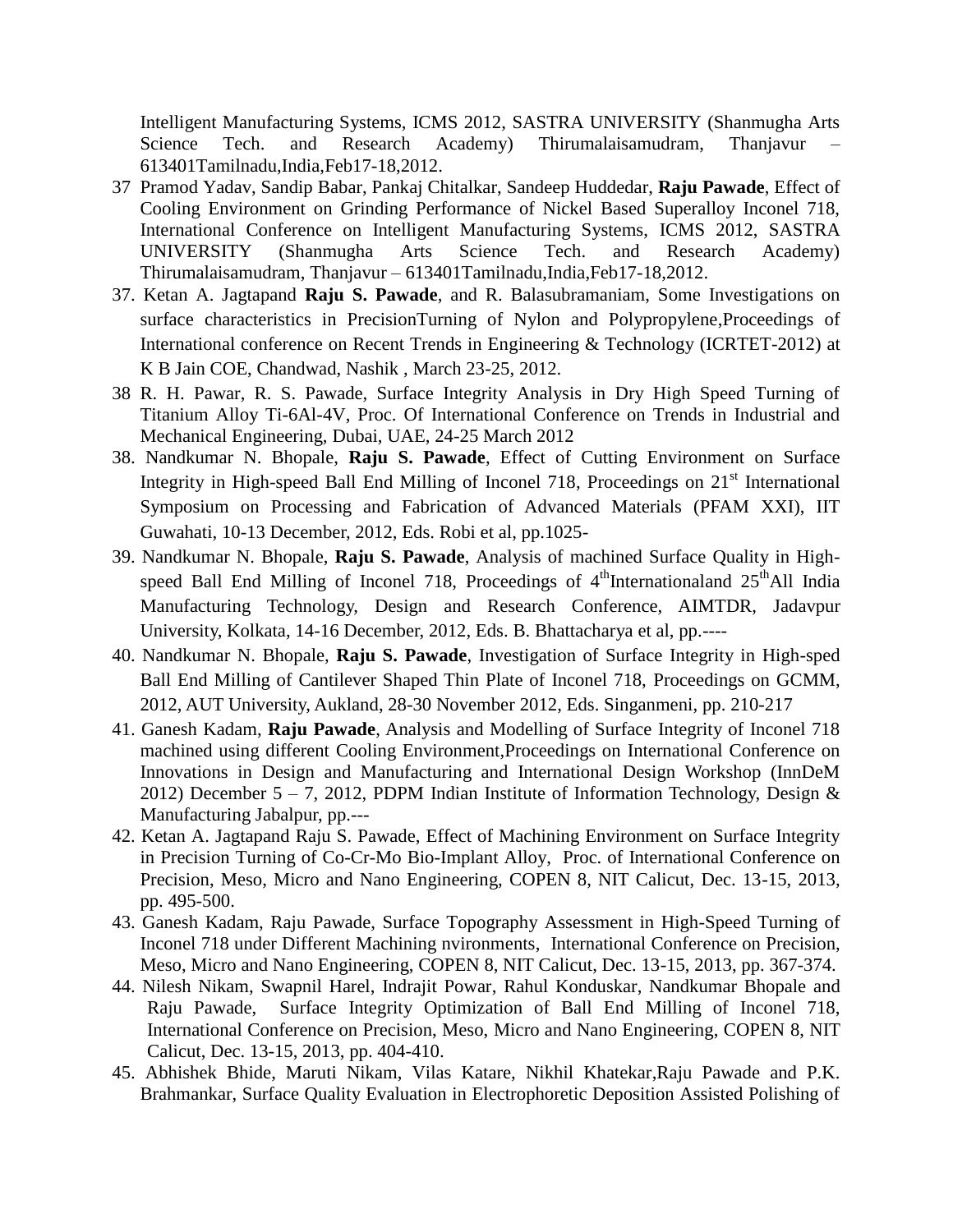Intelligent Manufacturing Systems, ICMS 2012, SASTRA UNIVERSITY (Shanmugha Arts Science Tech. and Research Academy) Thirumalaisamudram, Thanjavur – 613401Tamilnadu,India,Feb17-18,2012.

37 Pramod Yadav, Sandip Babar, Pankaj Chitalkar, Sandeep Huddedar, **Raju Pawade**, Effect of Cooling Environment on Grinding Performance of Nickel Based Superalloy Inconel 718, International Conference on Intelligent Manufacturing Systems, ICMS 2012, SASTRA UNIVERSITY (Shanmugha Arts Science Tech. and Research Academy) Thirumalaisamudram, Thanjavur – 613401Tamilnadu,India,Feb17-18,2012.

37. Ketan A. Jagtapand **Raju S. Pawade**, and R. Balasubramaniam, Some Investigations on surface characteristics in PrecisionTurning of Nylon and Polypropylene,Proceedings of International conference on Recent Trends in Engineering & Technology (ICRTET-2012) at K B Jain COE, Chandwad, Nashik , March 23-25, 2012.

38 R. H. Pawar, R. S. Pawade, Surface Integrity Analysis in Dry High Speed Turning of Titanium Alloy Ti-6Al-4V, Proc. Of International Conference on Trends in Industrial and Mechanical Engineering, Dubai, UAE, 24-25 March 2012

38. Nandkumar N. Bhopale, **Raju S. Pawade**, Effect of Cutting Environment on Surface Integrity in High-speed Ball End Milling of Inconel 718, Proceedings on 21st International Symposium on Processing and Fabrication of Advanced Materials (PFAM XXI), IIT Guwahati, 10-13 December, 2012, Eds. Robi et al, pp.1025-

39. Nandkumar N. Bhopale, **Raju S. Pawade**, Analysis of machined Surface Quality in High-speed Ball End Milling of Inconel 718, Proceedings of 4thInternationaland 25thAll India Manufacturing Technology, Design and Research Conference, AIMTDR, Jadavpur University, Kolkata, 14-16 December, 2012, Eds. B. Bhattacharya et al, pp.----

40. Nandkumar N. Bhopale, **Raju S. Pawade**, Investigation of Surface Integrity in High-sped Ball End Milling of Cantilever Shaped Thin Plate of Inconel 718, Proceedings on GCMM, 2012, AUT University, Aukland, 28-30 November 2012, Eds. Singanmeni, pp. 210-217

41. Ganesh Kadam, **Raju Pawade**, Analysis and Modelling of Surface Integrity of Inconel 718 machined using different Cooling Environment,Proceedings on International Conference on Innovations in Design and Manufacturing and International Design Workshop (InnDeM 2012) December 5 – 7, 2012, PDPM Indian Institute of Information Technology, Design & Manufacturing Jabalpur, pp.---

42. Ketan A. Jagtapand Raju S. Pawade, Effect of Machining Environment on Surface Integrity in Precision Turning of Co-Cr-Mo Bio-Implant Alloy, Proc. of International Conference on Precision, Meso, Micro and Nano Engineering, COPEN 8, NIT Calicut, Dec. 13-15, 2013, pp. 495-500.

43. Ganesh Kadam, Raju Pawade, Surface Topography Assessment in High-Speed Turning of Inconel 718 under Different Machining nvironments, International Conference on Precision, Meso, Micro and Nano Engineering, COPEN 8, NIT Calicut, Dec. 13-15, 2013, pp. 367-374.

44. Nilesh Nikam, Swapnil Harel, Indrajit Powar, Rahul Konduskar, Nandkumar Bhopale and Raju Pawade, Surface Integrity Optimization of Ball End Milling of Inconel 718, International Conference on Precision, Meso, Micro and Nano Engineering, COPEN 8, NIT Calicut, Dec. 13-15, 2013, pp. 404-410.

45. Abhishek Bhide, Maruti Nikam, Vilas Katare, Nikhil Khatekar,Raju Pawade and P.K. Brahmankar, Surface Quality Evaluation in Electrophoretic Deposition Assisted Polishing of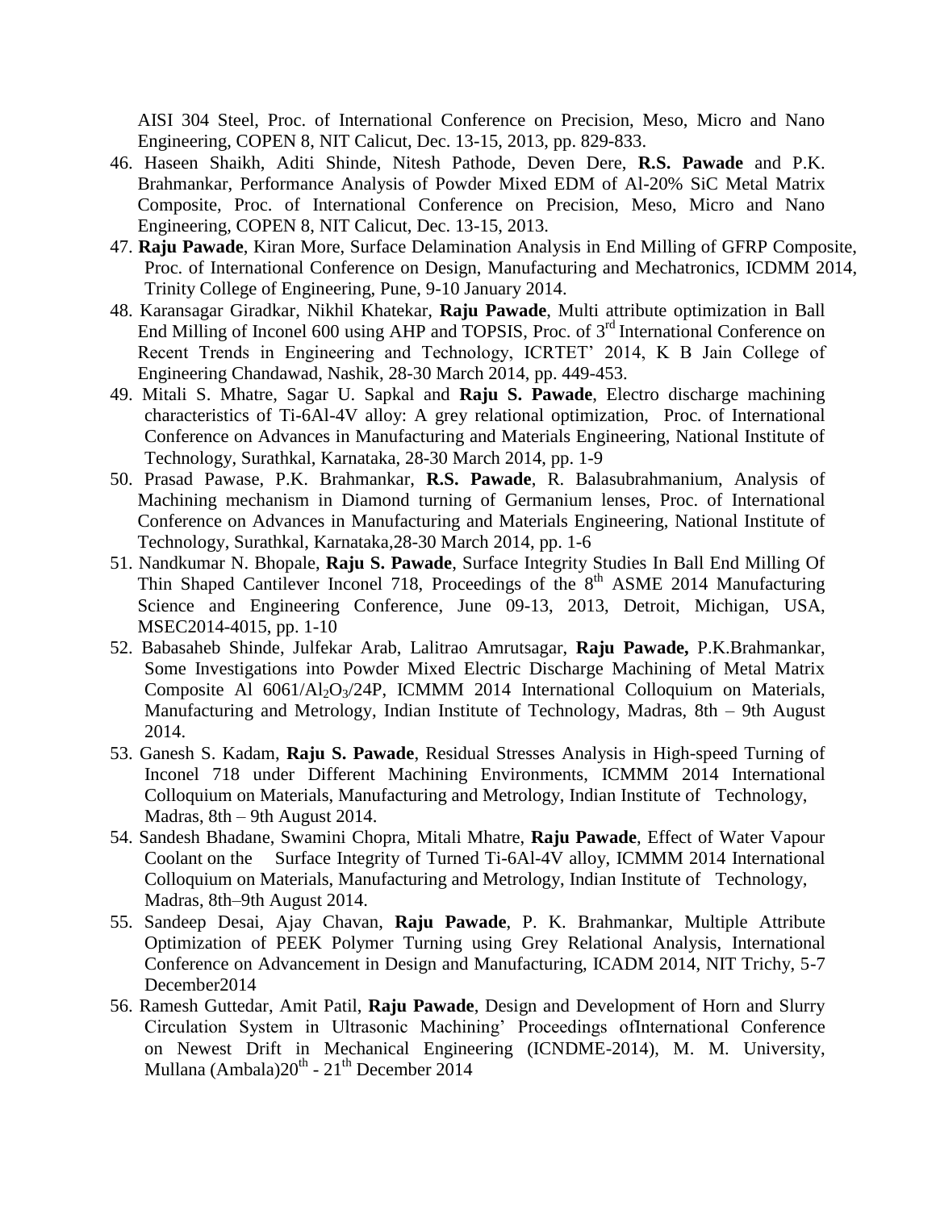AISI 304 Steel, Proc. of International Conference on Precision, Meso, Micro and Nano Engineering, COPEN 8, NIT Calicut, Dec. 13-15, 2013, pp. 829-833.

46. Haseen Shaikh, Aditi Shinde, Nitesh Pathode, Deven Dere, **R.S. Pawade** and P.K. Brahmankar, Performance Analysis of Powder Mixed EDM of Al-20% SiC Metal Matrix Composite, Proc. of International Conference on Precision, Meso, Micro and Nano Engineering, COPEN 8, NIT Calicut, Dec. 13-15, 2013.
47. **Raju Pawade**, Kiran More, Surface Delamination Analysis in End Milling of GFRP Composite, Proc. of International Conference on Design, Manufacturing and Mechatronics, ICDMM 2014, Trinity College of Engineering, Pune, 9-10 January 2014.
48. Karansagar Giradkar, Nikhil Khatekar, **Raju Pawade**, Multi attribute optimization in Ball End Milling of Inconel 600 using AHP and TOPSIS, Proc. of 3rd International Conference on Recent Trends in Engineering and Technology, ICRTET' 2014, K B Jain College of Engineering Chandawad, Nashik, 28-30 March 2014, pp. 449-453.
49. Mitali S. Mhatre, Sagar U. Sapkal and **Raju S. Pawade**, Electro discharge machining characteristics of Ti-6Al-4V alloy: A grey relational optimization, Proc. of International Conference on Advances in Manufacturing and Materials Engineering, National Institute of Technology, Surathkal, Karnataka, 28-30 March 2014, pp. 1-9
50. Prasad Pawase, P.K. Brahmankar, **R.S. Pawade**, R. Balasubrahmanium, Analysis of Machining mechanism in Diamond turning of Germanium lenses, Proc. of International Conference on Advances in Manufacturing and Materials Engineering, National Institute of Technology, Surathkal, Karnataka,28-30 March 2014, pp. 1-6
51. Nandkumar N. Bhopale, **Raju S. Pawade**, Surface Integrity Studies In Ball End Milling Of Thin Shaped Cantilever Inconel 718, Proceedings of the 8th ASME 2014 Manufacturing Science and Engineering Conference, June 09-13, 2013, Detroit, Michigan, USA, MSEC2014-4015, pp. 1-10
52. Babasaheb Shinde, Julfekar Arab, Lalitrao Amrutsagar, **Raju Pawade,** P.K.Brahmankar, Some Investigations into Powder Mixed Electric Discharge Machining of Metal Matrix Composite Al 6061/$Al_2O_3$/24P, ICMMM 2014 International Colloquium on Materials, Manufacturing and Metrology, Indian Institute of Technology, Madras, 8th – 9th August 2014.
53. Ganesh S. Kadam, **Raju S. Pawade**, Residual Stresses Analysis in High-speed Turning of Inconel 718 under Different Machining Environments, ICMMM 2014 International Colloquium on Materials, Manufacturing and Metrology, Indian Institute of Technology, Madras, 8th – 9th August 2014.
54. Sandesh Bhadane, Swamini Chopra, Mitali Mhatre, **Raju Pawade**, Effect of Water Vapour Coolant on the Surface Integrity of Turned Ti-6Al-4V alloy, ICMMM 2014 International Colloquium on Materials, Manufacturing and Metrology, Indian Institute of Technology, Madras, 8th–9th August 2014.
55. Sandeep Desai, Ajay Chavan, **Raju Pawade**, P. K. Brahmankar, Multiple Attribute Optimization of PEEK Polymer Turning using Grey Relational Analysis, International Conference on Advancement in Design and Manufacturing, ICADM 2014, NIT Trichy, 5-7 December2014
56. Ramesh Guttedar, Amit Patil, **Raju Pawade**, Design and Development of Horn and Slurry Circulation System in Ultrasonic Machining' Proceedings ofInternational Conference on Newest Drift in Mechanical Engineering (ICNDME-2014), M. M. University, Mullana (Ambala)20th - 21th December 2014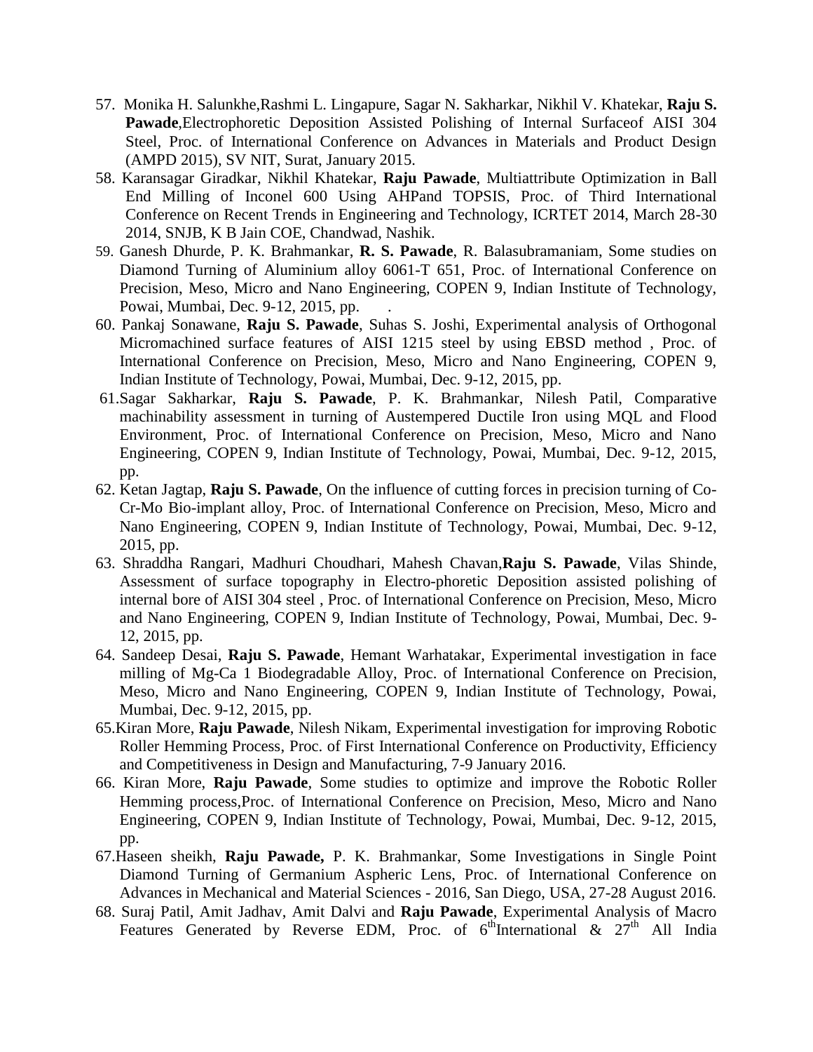57. Monika H. Salunkhe,Rashmi L. Lingapure, Sagar N. Sakharkar, Nikhil V. Khatekar, **Raju S. Pawade**,Electrophoretic Deposition Assisted Polishing of Internal Surfaceof AISI 304 Steel, Proc. of International Conference on Advances in Materials and Product Design (AMPD 2015), SV NIT, Surat, January 2015.
58. Karansagar Giradkar, Nikhil Khatekar, **Raju Pawade**, Multiattribute Optimization in Ball End Milling of Inconel 600 Using AHPand TOPSIS, Proc. of Third International Conference on Recent Trends in Engineering and Technology, ICRTET 2014, March 28-30 2014, SNJB, K B Jain COE, Chandwad, Nashik.
59. Ganesh Dhurde, P. K. Brahmankar, **R. S. Pawade**, R. Balasubramaniam, Some studies on Diamond Turning of Aluminium alloy 6061-T 651, Proc. of International Conference on Precision, Meso, Micro and Nano Engineering, COPEN 9, Indian Institute of Technology, Powai, Mumbai, Dec. 9-12, 2015, pp. .
60. Pankaj Sonawane, **Raju S. Pawade**, Suhas S. Joshi, Experimental analysis of Orthogonal Micromachined surface features of AISI 1215 steel by using EBSD method , Proc. of International Conference on Precision, Meso, Micro and Nano Engineering, COPEN 9, Indian Institute of Technology, Powai, Mumbai, Dec. 9-12, 2015, pp.
61. Sagar Sakharkar, **Raju S. Pawade**, P. K. Brahmankar, Nilesh Patil, Comparative machinability assessment in turning of Austempered Ductile Iron using MQL and Flood Environment, Proc. of International Conference on Precision, Meso, Micro and Nano Engineering, COPEN 9, Indian Institute of Technology, Powai, Mumbai, Dec. 9-12, 2015, pp.
62. Ketan Jagtap, **Raju S. Pawade**, On the influence of cutting forces in precision turning of Co-Cr-Mo Bio-implant alloy, Proc. of International Conference on Precision, Meso, Micro and Nano Engineering, COPEN 9, Indian Institute of Technology, Powai, Mumbai, Dec. 9-12, 2015, pp.
63. Shraddha Rangari, Madhuri Choudhari, Mahesh Chavan,**Raju S. Pawade**, Vilas Shinde, Assessment of surface topography in Electro-phoretic Deposition assisted polishing of internal bore of AISI 304 steel , Proc. of International Conference on Precision, Meso, Micro and Nano Engineering, COPEN 9, Indian Institute of Technology, Powai, Mumbai, Dec. 9-12, 2015, pp.
64. Sandeep Desai, **Raju S. Pawade**, Hemant Warhatakar, Experimental investigation in face milling of Mg-Ca 1 Biodegradable Alloy, Proc. of International Conference on Precision, Meso, Micro and Nano Engineering, COPEN 9, Indian Institute of Technology, Powai, Mumbai, Dec. 9-12, 2015, pp.
65. Kiran More, **Raju Pawade**, Nilesh Nikam, Experimental investigation for improving Robotic Roller Hemming Process, Proc. of First International Conference on Productivity, Efficiency and Competitiveness in Design and Manufacturing, 7-9 January 2016.
66. Kiran More, **Raju Pawade**, Some studies to optimize and improve the Robotic Roller Hemming process,Proc. of International Conference on Precision, Meso, Micro and Nano Engineering, COPEN 9, Indian Institute of Technology, Powai, Mumbai, Dec. 9-12, 2015, pp.
67. Haseen sheikh, **Raju Pawade,** P. K. Brahmankar, Some Investigations in Single Point Diamond Turning of Germanium Aspheric Lens, Proc. of International Conference on Advances in Mechanical and Material Sciences - 2016, San Diego, USA, 27-28 August 2016.
68. Suraj Patil, Amit Jadhav, Amit Dalvi and **Raju Pawade**, Experimental Analysis of Macro Features Generated by Reverse EDM, Proc. of 6$^{th}$International & 27$^{th}$ All India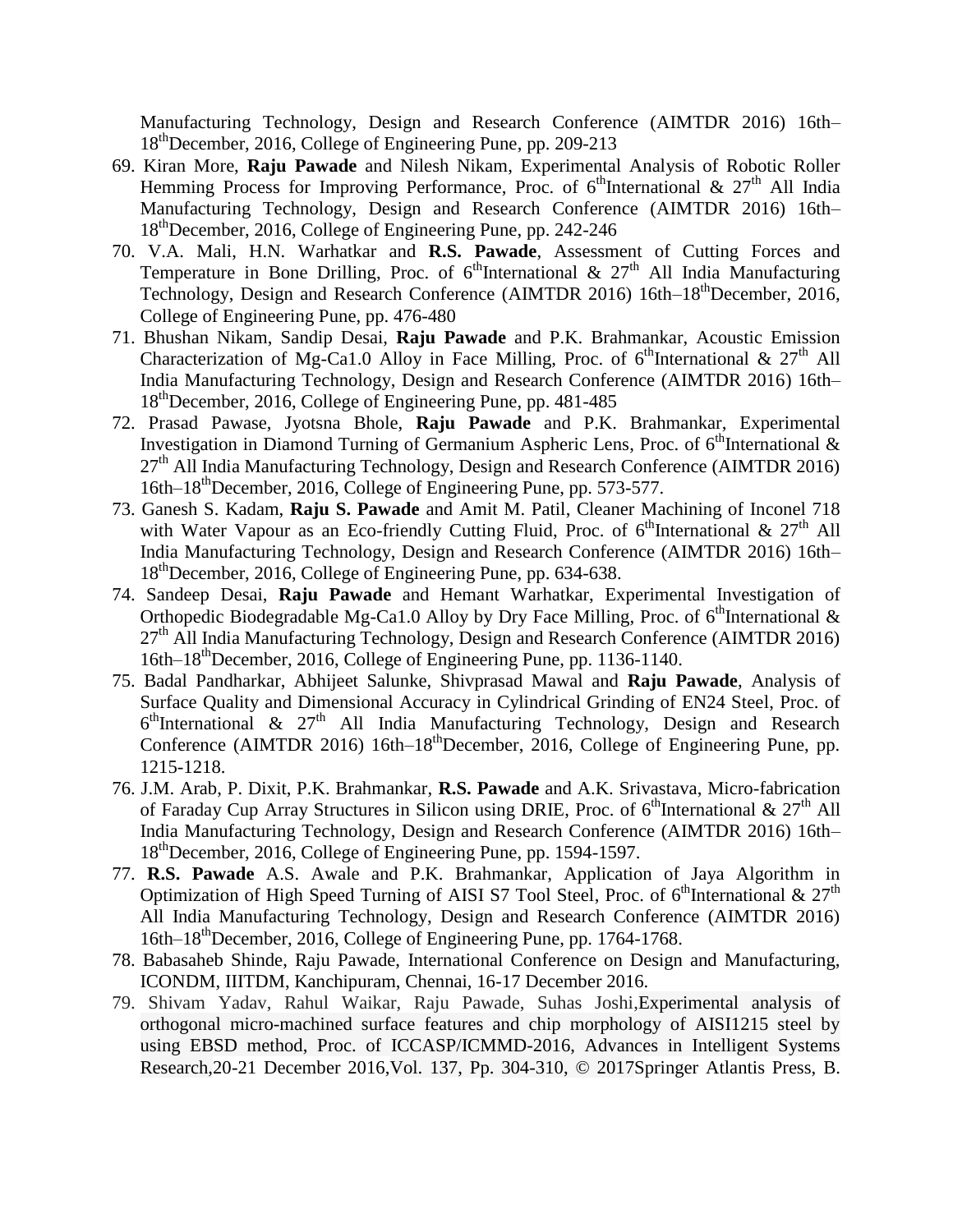Manufacturing Technology, Design and Research Conference (AIMTDR 2016) 16th–18th December, 2016, College of Engineering Pune, pp. 209-213

69. Kiran More, **Raju Pawade** and Nilesh Nikam, Experimental Analysis of Robotic Roller Hemming Process for Improving Performance, Proc. of 6th International & 27th All India Manufacturing Technology, Design and Research Conference (AIMTDR 2016) 16th–18th December, 2016, College of Engineering Pune, pp. 242-246
70. V.A. Mali, H.N. Warhatkar and **R.S. Pawade**, Assessment of Cutting Forces and Temperature in Bone Drilling, Proc. of 6th International & 27th All India Manufacturing Technology, Design and Research Conference (AIMTDR 2016) 16th–18th December, 2016, College of Engineering Pune, pp. 476-480
71. Bhushan Nikam, Sandip Desai, **Raju Pawade** and P.K. Brahmankar, Acoustic Emission Characterization of Mg-Ca1.0 Alloy in Face Milling, Proc. of 6th International & 27th All India Manufacturing Technology, Design and Research Conference (AIMTDR 2016) 16th–18th December, 2016, College of Engineering Pune, pp. 481-485
72. Prasad Pawase, Jyotsna Bhole, **Raju Pawade** and P.K. Brahmankar, Experimental Investigation in Diamond Turning of Germanium Aspheric Lens, Proc. of 6th International & 27th All India Manufacturing Technology, Design and Research Conference (AIMTDR 2016) 16th–18th December, 2016, College of Engineering Pune, pp. 573-577.
73. Ganesh S. Kadam, **Raju S. Pawade** and Amit M. Patil, Cleaner Machining of Inconel 718 with Water Vapour as an Eco-friendly Cutting Fluid, Proc. of 6th International & 27th All India Manufacturing Technology, Design and Research Conference (AIMTDR 2016) 16th–18th December, 2016, College of Engineering Pune, pp. 634-638.
74. Sandeep Desai, **Raju Pawade** and Hemant Warhatkar, Experimental Investigation of Orthopedic Biodegradable Mg-Ca1.0 Alloy by Dry Face Milling, Proc. of 6th International & 27th All India Manufacturing Technology, Design and Research Conference (AIMTDR 2016) 16th–18th December, 2016, College of Engineering Pune, pp. 1136-1140.
75. Badal Pandharkar, Abhijeet Salunke, Shivprasad Mawal and **Raju Pawade**, Analysis of Surface Quality and Dimensional Accuracy in Cylindrical Grinding of EN24 Steel, Proc. of 6th International & 27th All India Manufacturing Technology, Design and Research Conference (AIMTDR 2016) 16th–18th December, 2016, College of Engineering Pune, pp. 1215-1218.
76. J.M. Arab, P. Dixit, P.K. Brahmankar, **R.S. Pawade** and A.K. Srivastava, Micro-fabrication of Faraday Cup Array Structures in Silicon using DRIE, Proc. of 6th International & 27th All India Manufacturing Technology, Design and Research Conference (AIMTDR 2016) 16th–18th December, 2016, College of Engineering Pune, pp. 1594-1597.
77. **R.S. Pawade** A.S. Awale and P.K. Brahmankar, Application of Jaya Algorithm in Optimization of High Speed Turning of AISI S7 Tool Steel, Proc. of 6th International & 27th All India Manufacturing Technology, Design and Research Conference (AIMTDR 2016) 16th–18th December, 2016, College of Engineering Pune, pp. 1764-1768.
78. Babasaheb Shinde, Raju Pawade, International Conference on Design and Manufacturing, ICONDM, IIITDM, Kanchipuram, Chennai, 16-17 December 2016.
79. Shivam Yadav, Rahul Waikar, Raju Pawade, Suhas Joshi,Experimental analysis of orthogonal micro-machined surface features and chip morphology of AISI1215 steel by using EBSD method, Proc. of ICCASP/ICMMD-2016, Advances in Intelligent Systems Research,20-21 December 2016,Vol. 137, Pp. 304-310, © 2017Springer Atlantis Press, B.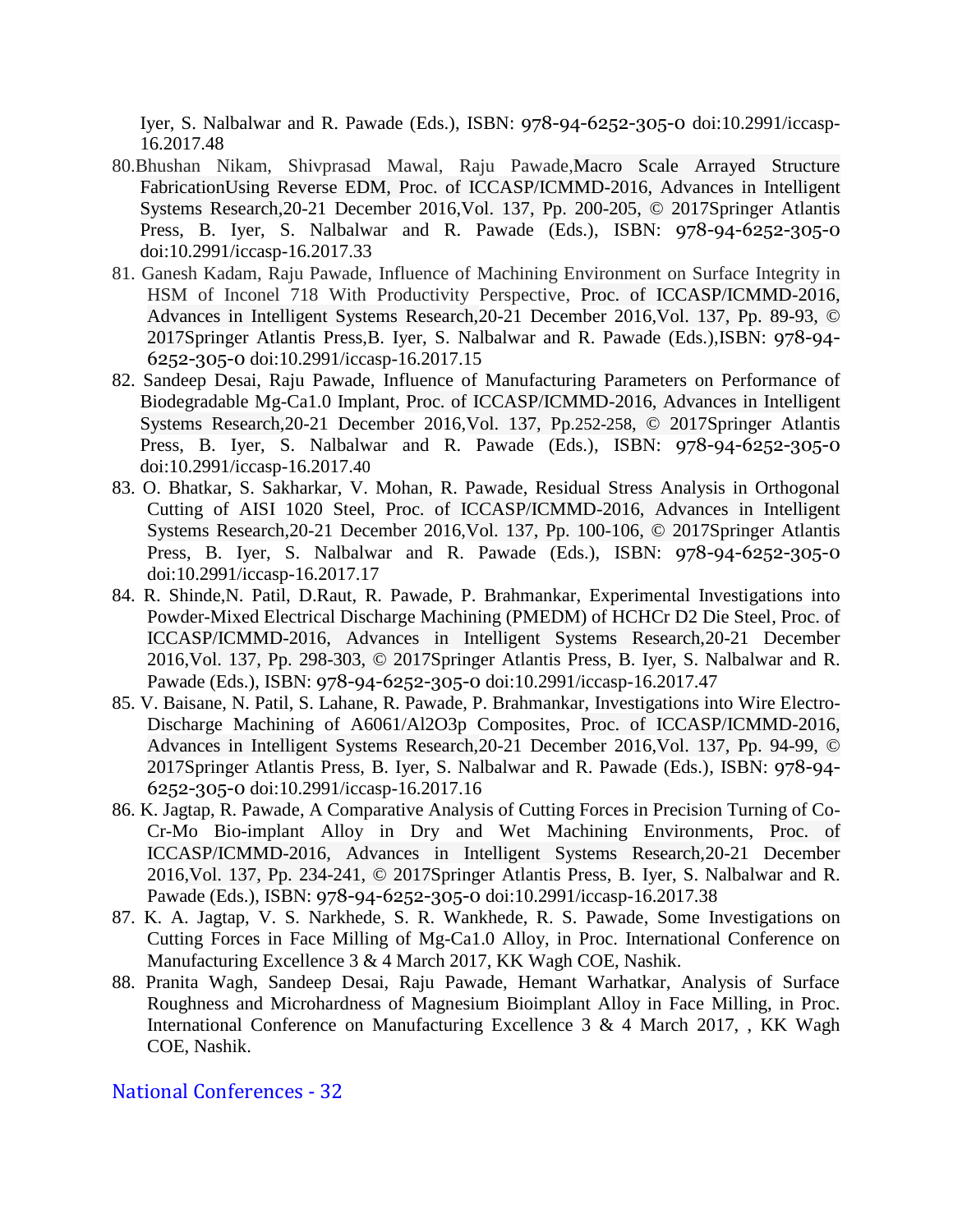Iyer, S. Nalbalwar and R. Pawade (Eds.), ISBN: 978-94-6252-305-0 doi:10.2991/iccasp-16.2017.48

80. Bhushan Nikam, Shivprasad Mawal, Raju Pawade, Macro Scale Arrayed Structure FabricationUsing Reverse EDM, Proc. of ICCASP/ICMMD-2016, Advances in Intelligent Systems Research,20-21 December 2016,Vol. 137, Pp. 200-205, © 2017Springer Atlantis Press, B. Iyer, S. Nalbalwar and R. Pawade (Eds.), ISBN: 978-94-6252-305-0 doi:10.2991/iccasp-16.2017.33
81. Ganesh Kadam, Raju Pawade, Influence of Machining Environment on Surface Integrity in HSM of Inconel 718 With Productivity Perspective, Proc. of ICCASP/ICMMD-2016, Advances in Intelligent Systems Research,20-21 December 2016,Vol. 137, Pp. 89-93, © 2017Springer Atlantis Press,B. Iyer, S. Nalbalwar and R. Pawade (Eds.),ISBN: 978-94-6252-305-0 doi:10.2991/iccasp-16.2017.15
82. Sandeep Desai, Raju Pawade, Influence of Manufacturing Parameters on Performance of Biodegradable Mg-Ca1.0 Implant, Proc. of ICCASP/ICMMD-2016, Advances in Intelligent Systems Research,20-21 December 2016,Vol. 137, Pp.252-258, © 2017Springer Atlantis Press, B. Iyer, S. Nalbalwar and R. Pawade (Eds.), ISBN: 978-94-6252-305-0 doi:10.2991/iccasp-16.2017.40
83. O. Bhatkar, S. Sakharkar, V. Mohan, R. Pawade, Residual Stress Analysis in Orthogonal Cutting of AISI 1020 Steel, Proc. of ICCASP/ICMMD-2016, Advances in Intelligent Systems Research,20-21 December 2016,Vol. 137, Pp. 100-106, © 2017Springer Atlantis Press, B. Iyer, S. Nalbalwar and R. Pawade (Eds.), ISBN: 978-94-6252-305-0 doi:10.2991/iccasp-16.2017.17
84. R. Shinde,N. Patil, D.Raut, R. Pawade, P. Brahmankar, Experimental Investigations into Powder-Mixed Electrical Discharge Machining (PMEDM) of HCHCr D2 Die Steel, Proc. of ICCASP/ICMMD-2016, Advances in Intelligent Systems Research,20-21 December 2016,Vol. 137, Pp. 298-303, © 2017Springer Atlantis Press, B. Iyer, S. Nalbalwar and R. Pawade (Eds.), ISBN: 978-94-6252-305-0 doi:10.2991/iccasp-16.2017.47
85. V. Baisane, N. Patil, S. Lahane, R. Pawade, P. Brahmankar, Investigations into Wire Electro-Discharge Machining of A6061/Al2O3p Composites, Proc. of ICCASP/ICMMD-2016, Advances in Intelligent Systems Research,20-21 December 2016,Vol. 137, Pp. 94-99, © 2017Springer Atlantis Press, B. Iyer, S. Nalbalwar and R. Pawade (Eds.), ISBN: 978-94-6252-305-0 doi:10.2991/iccasp-16.2017.16
86. K. Jagtap, R. Pawade, A Comparative Analysis of Cutting Forces in Precision Turning of Co-Cr-Mo Bio-implant Alloy in Dry and Wet Machining Environments, Proc. of ICCASP/ICMMD-2016, Advances in Intelligent Systems Research,20-21 December 2016,Vol. 137, Pp. 234-241, © 2017Springer Atlantis Press, B. Iyer, S. Nalbalwar and R. Pawade (Eds.), ISBN: 978-94-6252-305-0 doi:10.2991/iccasp-16.2017.38
87. K. A. Jagtap, V. S. Narkhede, S. R. Wankhede, R. S. Pawade, Some Investigations on Cutting Forces in Face Milling of Mg-Ca1.0 Alloy, in Proc. International Conference on Manufacturing Excellence 3 & 4 March 2017, KK Wagh COE, Nashik.
88. Pranita Wagh, Sandeep Desai, Raju Pawade, Hemant Warhatkar, Analysis of Surface Roughness and Microhardness of Magnesium Bioimplant Alloy in Face Milling, in Proc. International Conference on Manufacturing Excellence 3 & 4 March 2017, , KK Wagh COE, Nashik.

## National Conferences - 32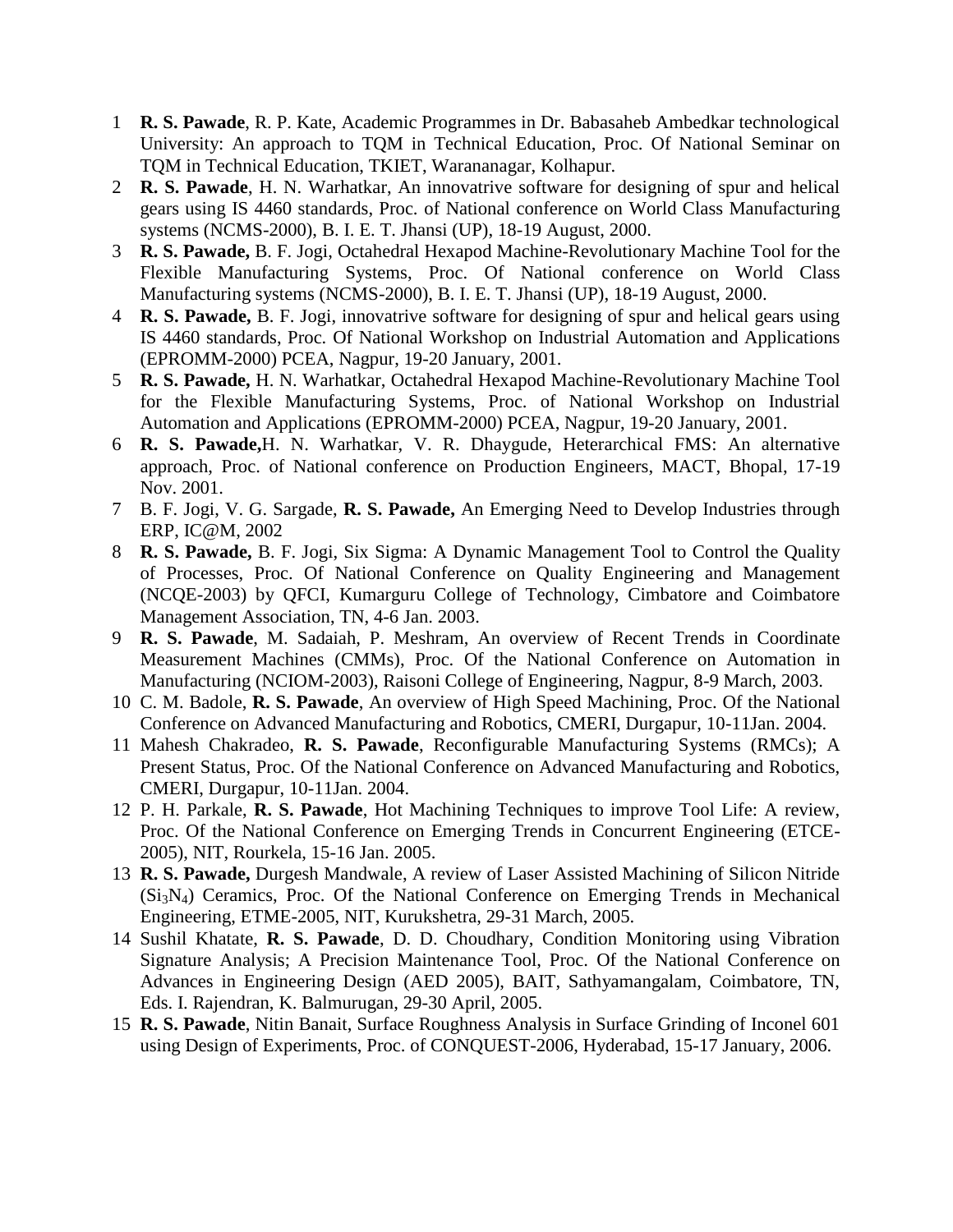1. **R. S. Pawade**, R. P. Kate, Academic Programmes in Dr. Babasaheb Ambedkar technological University: An approach to TQM in Technical Education, Proc. Of National Seminar on TQM in Technical Education, TKIET, Warananagar, Kolhapur.
2. **R. S. Pawade**, H. N. Warhatkar, An innovatrive software for designing of spur and helical gears using IS 4460 standards, Proc. of National conference on World Class Manufacturing systems (NCMS-2000), B. I. E. T. Jhansi (UP), 18-19 August, 2000.
3. **R. S. Pawade,** B. F. Jogi, Octahedral Hexapod Machine-Revolutionary Machine Tool for the Flexible Manufacturing Systems, Proc. Of National conference on World Class Manufacturing systems (NCMS-2000), B. I. E. T. Jhansi (UP), 18-19 August, 2000.
4. **R. S. Pawade,** B. F. Jogi, innovatrive software for designing of spur and helical gears using IS 4460 standards, Proc. Of National Workshop on Industrial Automation and Applications (EPROMM-2000) PCEA, Nagpur, 19-20 January, 2001.
5. **R. S. Pawade,** H. N. Warhatkar, Octahedral Hexapod Machine-Revolutionary Machine Tool for the Flexible Manufacturing Systems, Proc. of National Workshop on Industrial Automation and Applications (EPROMM-2000) PCEA, Nagpur, 19-20 January, 2001.
6. **R. S. Pawade,**H. N. Warhatkar, V. R. Dhaygude, Heterarchical FMS: An alternative approach, Proc. of National conference on Production Engineers, MACT, Bhopal, 17-19 Nov. 2001.
7. B. F. Jogi, V. G. Sargade, **R. S. Pawade,** An Emerging Need to Develop Industries through ERP, IC@M, 2002
8. **R. S. Pawade,** B. F. Jogi, Six Sigma: A Dynamic Management Tool to Control the Quality of Processes, Proc. Of National Conference on Quality Engineering and Management (NCQE-2003) by QFCI, Kumarguru College of Technology, Cimbatore and Coimbatore Management Association, TN, 4-6 Jan. 2003.
9. **R. S. Pawade**, M. Sadaiah, P. Meshram, An overview of Recent Trends in Coordinate Measurement Machines (CMMs), Proc. Of the National Conference on Automation in Manufacturing (NCIOM-2003), Raisoni College of Engineering, Nagpur, 8-9 March, 2003.
10. C. M. Badole, **R. S. Pawade**, An overview of High Speed Machining, Proc. Of the National Conference on Advanced Manufacturing and Robotics, CMERI, Durgapur, 10-11Jan. 2004.
11. Mahesh Chakradeo, **R. S. Pawade**, Reconfigurable Manufacturing Systems (RMCs); A Present Status, Proc. Of the National Conference on Advanced Manufacturing and Robotics, CMERI, Durgapur, 10-11Jan. 2004.
12. P. H. Parkale, **R. S. Pawade**, Hot Machining Techniques to improve Tool Life: A review, Proc. Of the National Conference on Emerging Trends in Concurrent Engineering (ETCE-2005), NIT, Rourkela, 15-16 Jan. 2005.
13. **R. S. Pawade,** Durgesh Mandwale, A review of Laser Assisted Machining of Silicon Nitride ($Si_3N_4$) Ceramics, Proc. Of the National Conference on Emerging Trends in Mechanical Engineering, ETME-2005, NIT, Kurukshetra, 29-31 March, 2005.
14. Sushil Khatate, **R. S. Pawade**, D. D. Choudhary, Condition Monitoring using Vibration Signature Analysis; A Precision Maintenance Tool, Proc. Of the National Conference on Advances in Engineering Design (AED 2005), BAIT, Sathyamangalam, Coimbatore, TN, Eds. I. Rajendran, K. Balmurugan, 29-30 April, 2005.
15. **R. S. Pawade**, Nitin Banait, Surface Roughness Analysis in Surface Grinding of Inconel 601 using Design of Experiments, Proc. of CONQUEST-2006, Hyderabad, 15-17 January, 2006.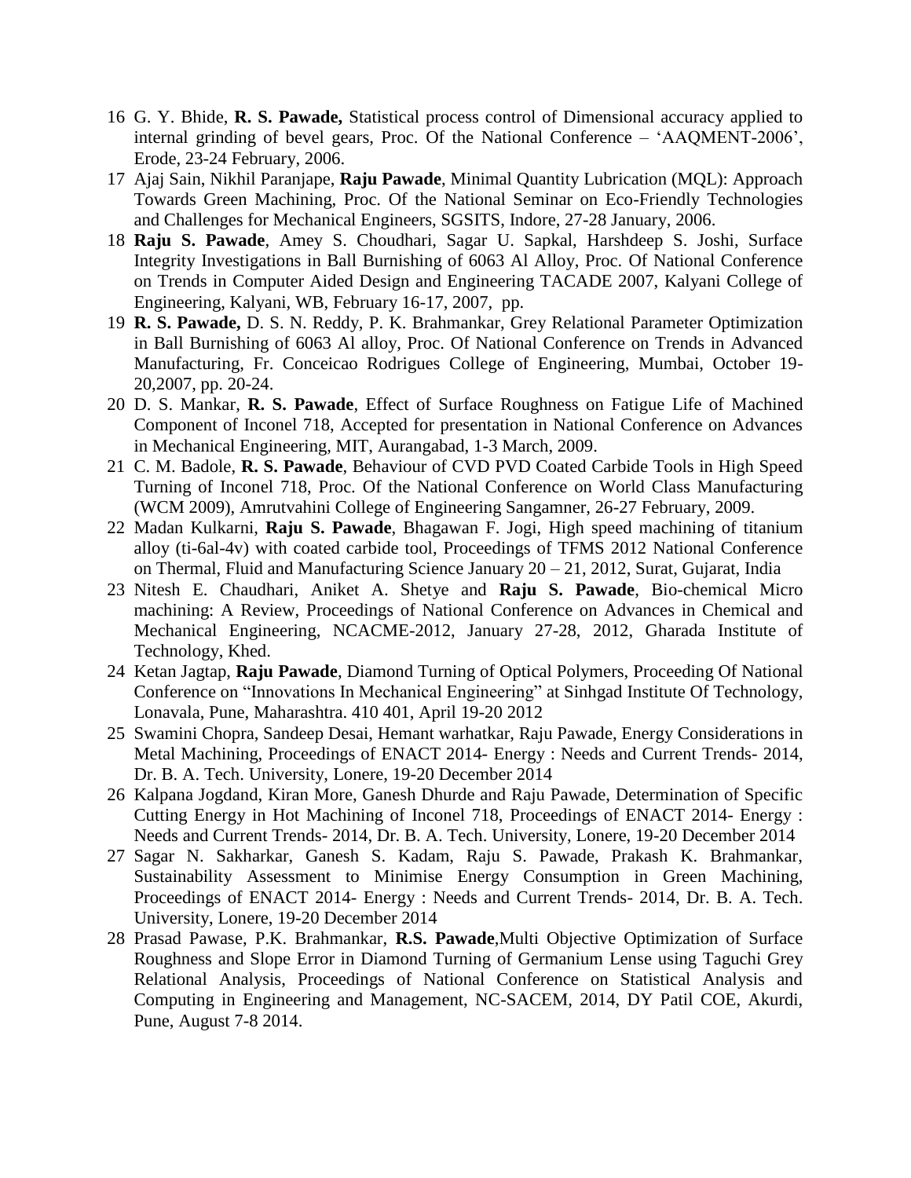16 G. Y. Bhide, **R. S. Pawade,** Statistical process control of Dimensional accuracy applied to internal grinding of bevel gears, Proc. Of the National Conference – 'AAQMENT-2006', Erode, 23-24 February, 2006.

17 Ajaj Sain, Nikhil Paranjape, **Raju Pawade**, Minimal Quantity Lubrication (MQL): Approach Towards Green Machining, Proc. Of the National Seminar on Eco-Friendly Technologies and Challenges for Mechanical Engineers, SGSITS, Indore, 27-28 January, 2006.

18 **Raju S. Pawade**, Amey S. Choudhari, Sagar U. Sapkal, Harshdeep S. Joshi, Surface Integrity Investigations in Ball Burnishing of 6063 Al Alloy, Proc. Of National Conference on Trends in Computer Aided Design and Engineering TACADE 2007, Kalyani College of Engineering, Kalyani, WB, February 16-17, 2007, pp.

19 **R. S. Pawade,** D. S. N. Reddy, P. K. Brahmankar, Grey Relational Parameter Optimization in Ball Burnishing of 6063 Al alloy, Proc. Of National Conference on Trends in Advanced Manufacturing, Fr. Conceicao Rodrigues College of Engineering, Mumbai, October 19-20,2007, pp. 20-24.

20 D. S. Mankar, **R. S. Pawade**, Effect of Surface Roughness on Fatigue Life of Machined Component of Inconel 718, Accepted for presentation in National Conference on Advances in Mechanical Engineering, MIT, Aurangabad, 1-3 March, 2009.

21 C. M. Badole, **R. S. Pawade**, Behaviour of CVD PVD Coated Carbide Tools in High Speed Turning of Inconel 718, Proc. Of the National Conference on World Class Manufacturing (WCM 2009), Amrutvahini College of Engineering Sangamner, 26-27 February, 2009.

22 Madan Kulkarni, **Raju S. Pawade**, Bhagawan F. Jogi, High speed machining of titanium alloy (ti-6al-4v) with coated carbide tool, Proceedings of TFMS 2012 National Conference on Thermal, Fluid and Manufacturing Science January 20 – 21, 2012, Surat, Gujarat, India

23 Nitesh E. Chaudhari, Aniket A. Shetye and **Raju S. Pawade**, Bio-chemical Micro machining: A Review, Proceedings of National Conference on Advances in Chemical and Mechanical Engineering, NCACME-2012, January 27-28, 2012, Gharada Institute of Technology, Khed.

24 Ketan Jagtap, **Raju Pawade**, Diamond Turning of Optical Polymers, Proceeding Of National Conference on "Innovations In Mechanical Engineering" at Sinhgad Institute Of Technology, Lonavala, Pune, Maharashtra. 410 401, April 19-20 2012

25 Swamini Chopra, Sandeep Desai, Hemant warhatkar, Raju Pawade, Energy Considerations in Metal Machining, Proceedings of ENACT 2014- Energy : Needs and Current Trends- 2014, Dr. B. A. Tech. University, Lonere, 19-20 December 2014

26 Kalpana Jogdand, Kiran More, Ganesh Dhurde and Raju Pawade, Determination of Specific Cutting Energy in Hot Machining of Inconel 718, Proceedings of ENACT 2014- Energy : Needs and Current Trends- 2014, Dr. B. A. Tech. University, Lonere, 19-20 December 2014

27 Sagar N. Sakharkar, Ganesh S. Kadam, Raju S. Pawade, Prakash K. Brahmankar, Sustainability Assessment to Minimise Energy Consumption in Green Machining, Proceedings of ENACT 2014- Energy : Needs and Current Trends- 2014, Dr. B. A. Tech. University, Lonere, 19-20 December 2014

28 Prasad Pawase, P.K. Brahmankar, **R.S. Pawade**,Multi Objective Optimization of Surface Roughness and Slope Error in Diamond Turning of Germanium Lense using Taguchi Grey Relational Analysis, Proceedings of National Conference on Statistical Analysis and Computing in Engineering and Management, NC-SACEM, 2014, DY Patil COE, Akurdi, Pune, August 7-8 2014.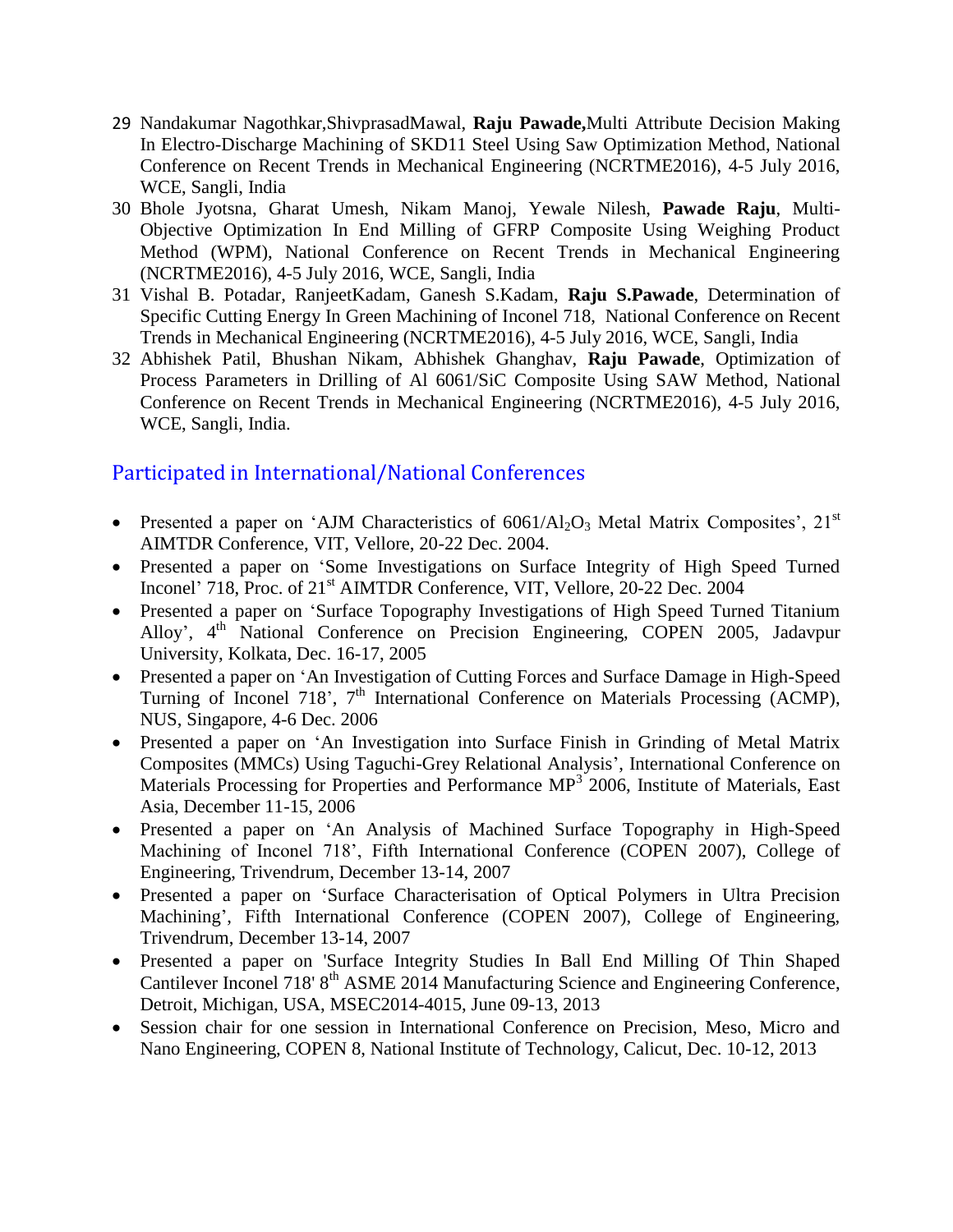29. Nandakumar Nagothkar,ShivprasadMawal, **Raju Pawade,**Multi Attribute Decision Making In Electro-Discharge Machining of SKD11 Steel Using Saw Optimization Method, National Conference on Recent Trends in Mechanical Engineering (NCRTME2016), 4-5 July 2016, WCE, Sangli, India
30. Bhole Jyotsna, Gharat Umesh, Nikam Manoj, Yewale Nilesh, **Pawade Raju**, Multi-Objective Optimization In End Milling of GFRP Composite Using Weighing Product Method (WPM), National Conference on Recent Trends in Mechanical Engineering (NCRTME2016), 4-5 July 2016, WCE, Sangli, India
31. Vishal B. Potadar, RanjeetKadam, Ganesh S.Kadam, **Raju S.Pawade**, Determination of Specific Cutting Energy In Green Machining of Inconel 718, National Conference on Recent Trends in Mechanical Engineering (NCRTME2016), 4-5 July 2016, WCE, Sangli, India
32. Abhishek Patil, Bhushan Nikam, Abhishek Ghanghav, **Raju Pawade**, Optimization of Process Parameters in Drilling of Al 6061/SiC Composite Using SAW Method, National Conference on Recent Trends in Mechanical Engineering (NCRTME2016), 4-5 July 2016, WCE, Sangli, India.

## Participated in International/National Conferences

- Presented a paper on 'AJM Characteristics of $6061/Al_2O_3$ Metal Matrix Composites', 21st AIMTDR Conference, VIT, Vellore, 20-22 Dec. 2004.
- Presented a paper on 'Some Investigations on Surface Integrity of High Speed Turned Inconel' 718, Proc. of 21st AIMTDR Conference, VIT, Vellore, 20-22 Dec. 2004
- Presented a paper on 'Surface Topography Investigations of High Speed Turned Titanium Alloy', 4th National Conference on Precision Engineering, COPEN 2005, Jadavpur University, Kolkata, Dec. 16-17, 2005
- Presented a paper on 'An Investigation of Cutting Forces and Surface Damage in High-Speed Turning of Inconel 718', 7th International Conference on Materials Processing (ACMP), NUS, Singapore, 4-6 Dec. 2006
- Presented a paper on 'An Investigation into Surface Finish in Grinding of Metal Matrix Composites (MMCs) Using Taguchi-Grey Relational Analysis', International Conference on Materials Processing for Properties and Performance $MP^3$ 2006, Institute of Materials, East Asia, December 11-15, 2006
- Presented a paper on 'An Analysis of Machined Surface Topography in High-Speed Machining of Inconel 718', Fifth International Conference (COPEN 2007), College of Engineering, Trivendrum, December 13-14, 2007
- Presented a paper on 'Surface Characterisation of Optical Polymers in Ultra Precision Machining', Fifth International Conference (COPEN 2007), College of Engineering, Trivendrum, December 13-14, 2007
- Presented a paper on 'Surface Integrity Studies In Ball End Milling Of Thin Shaped Cantilever Inconel 718' 8th ASME 2014 Manufacturing Science and Engineering Conference, Detroit, Michigan, USA, MSEC2014-4015, June 09-13, 2013
- Session chair for one session in International Conference on Precision, Meso, Micro and Nano Engineering, COPEN 8, National Institute of Technology, Calicut, Dec. 10-12, 2013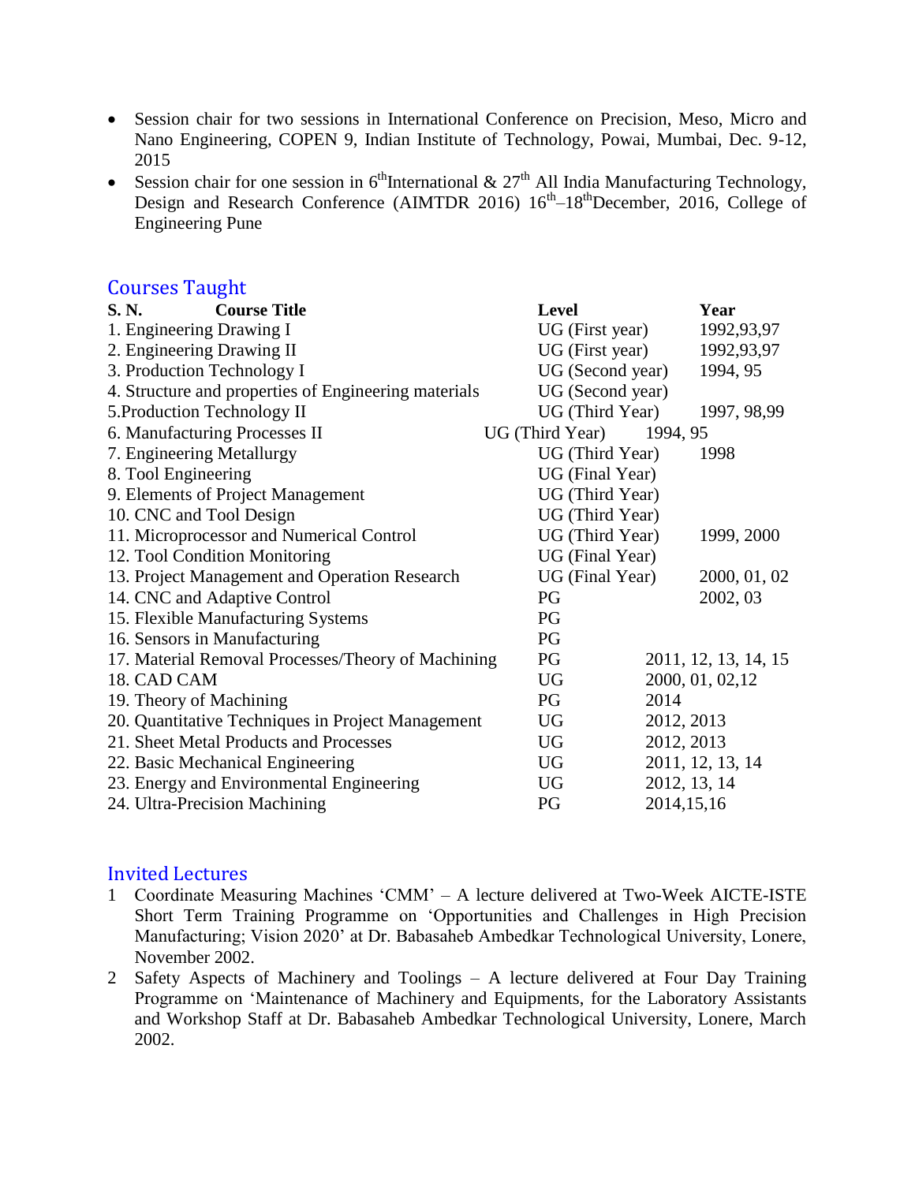- Session chair for two sessions in International Conference on Precision, Meso, Micro and Nano Engineering, COPEN 9, Indian Institute of Technology, Powai, Mumbai, Dec. 9-12, 2015
- Session chair for one session in 6thInternational & 27th All India Manufacturing Technology, Design and Research Conference (AIMTDR 2016) 16th–18thDecember, 2016, College of Engineering Pune

## Courses Taught

| S. N. | Course Title | Level | Year |
|---|---|---|---|
| 1. | Engineering Drawing I | UG (First year) | 1992,93,97 |
| 2. | Engineering Drawing II | UG (First year) | 1992,93,97 |
| 3. | Production Technology I | UG (Second year) | 1994, 95 |
| 4. | Structure and properties of Engineering materials | UG (Second year) | |
| 5. | Production Technology II | UG (Third Year) | 1997, 98,99 |
| 6. | Manufacturing Processes II | UG (Third Year) | 1994, 95 |
| 7. | Engineering Metallurgy | UG (Third Year) | 1998 |
| 8. | Tool Engineering | UG (Final Year) | |
| 9. | Elements of Project Management | UG (Third Year) | |
| 10. | CNC and Tool Design | UG (Third Year) | |
| 11. | Microprocessor and Numerical Control | UG (Third Year) | 1999, 2000 |
| 12. | Tool Condition Monitoring | UG (Final Year) | |
| 13. | Project Management and Operation Research | UG (Final Year) | 2000, 01, 02 |
| 14. | CNC and Adaptive Control | PG | 2002, 03 |
| 15. | Flexible Manufacturing Systems | PG | |
| 16. | Sensors in Manufacturing | PG | |
| 17. | Material Removal Processes/Theory of Machining | PG | 2011, 12, 13, 14, 15 |
| 18. | CAD CAM | UG | 2000, 01, 02,12 |
| 19. | Theory of Machining | PG | 2014 |
| 20. | Quantitative Techniques in Project Management | UG | 2012, 2013 |
| 21. | Sheet Metal Products and Processes | UG | 2012, 2013 |
| 22. | Basic Mechanical Engineering | UG | 2011, 12, 13, 14 |
| 23. | Energy and Environmental Engineering | UG | 2012, 13, 14 |
| 24. | Ultra-Precision Machining | PG | 2014,15,16 |

## Invited Lectures

1. Coordinate Measuring Machines 'CMM' – A lecture delivered at Two-Week AICTE-ISTE Short Term Training Programme on 'Opportunities and Challenges in High Precision Manufacturing; Vision 2020' at Dr. Babasaheb Ambedkar Technological University, Lonere, November 2002.
2. Safety Aspects of Machinery and Toolings – A lecture delivered at Four Day Training Programme on 'Maintenance of Machinery and Equipments, for the Laboratory Assistants and Workshop Staff at Dr. Babasaheb Ambedkar Technological University, Lonere, March 2002.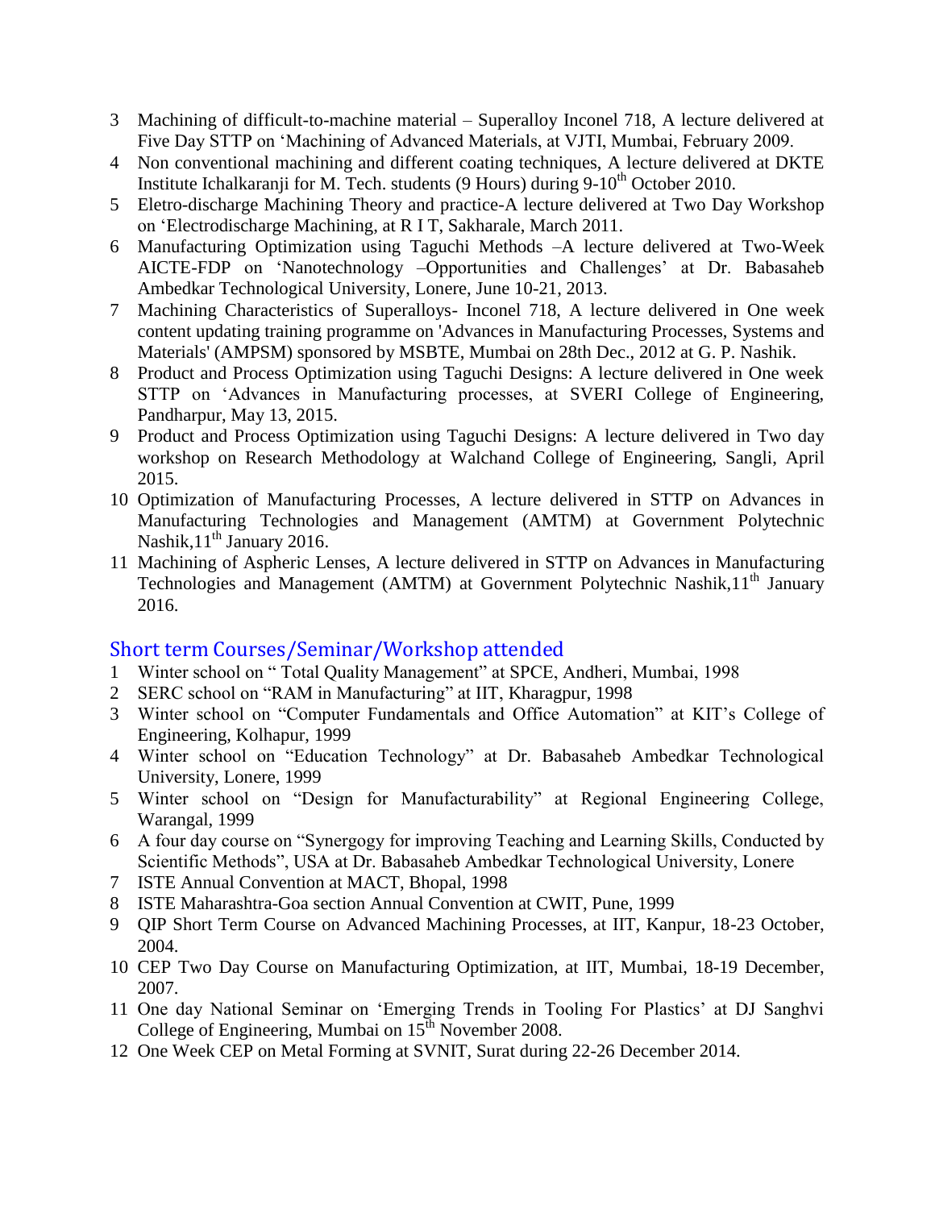3 Machining of difficult-to-machine material – Superalloy Inconel 718, A lecture delivered at Five Day STTP on 'Machining of Advanced Materials, at VJTI, Mumbai, February 2009.
4 Non conventional machining and different coating techniques, A lecture delivered at DKTE Institute Ichalkaranji for M. Tech. students (9 Hours) during 9-10th October 2010.
5 Eletro-discharge Machining Theory and practice-A lecture delivered at Two Day Workshop on 'Electrodischarge Machining, at R I T, Sakharale, March 2011.
6 Manufacturing Optimization using Taguchi Methods –A lecture delivered at Two-Week AICTE-FDP on 'Nanotechnology –Opportunities and Challenges' at Dr. Babasaheb Ambedkar Technological University, Lonere, June 10-21, 2013.
7 Machining Characteristics of Superalloys- Inconel 718, A lecture delivered in One week content updating training programme on 'Advances in Manufacturing Processes, Systems and Materials' (AMPSM) sponsored by MSBTE, Mumbai on 28th Dec., 2012 at G. P. Nashik.
8 Product and Process Optimization using Taguchi Designs: A lecture delivered in One week STTP on 'Advances in Manufacturing processes, at SVERI College of Engineering, Pandharpur, May 13, 2015.
9 Product and Process Optimization using Taguchi Designs: A lecture delivered in Two day workshop on Research Methodology at Walchand College of Engineering, Sangli, April 2015.
10 Optimization of Manufacturing Processes, A lecture delivered in STTP on Advances in Manufacturing Technologies and Management (AMTM) at Government Polytechnic Nashik,11th January 2016.
11 Machining of Aspheric Lenses, A lecture delivered in STTP on Advances in Manufacturing Technologies and Management (AMTM) at Government Polytechnic Nashik,11th January 2016.

## Short term Courses/Seminar/Workshop attended

1 Winter school on " Total Quality Management" at SPCE, Andheri, Mumbai, 1998
2 SERC school on "RAM in Manufacturing" at IIT, Kharagpur, 1998
3 Winter school on "Computer Fundamentals and Office Automation" at KIT's College of Engineering, Kolhapur, 1999
4 Winter school on "Education Technology" at Dr. Babasaheb Ambedkar Technological University, Lonere, 1999
5 Winter school on "Design for Manufacturability" at Regional Engineering College, Warangal, 1999
6 A four day course on "Synergogy for improving Teaching and Learning Skills, Conducted by Scientific Methods", USA at Dr. Babasaheb Ambedkar Technological University, Lonere
7 ISTE Annual Convention at MACT, Bhopal, 1998
8 ISTE Maharashtra-Goa section Annual Convention at CWIT, Pune, 1999
9 QIP Short Term Course on Advanced Machining Processes, at IIT, Kanpur, 18-23 October, 2004.
10 CEP Two Day Course on Manufacturing Optimization, at IIT, Mumbai, 18-19 December, 2007.
11 One day National Seminar on 'Emerging Trends in Tooling For Plastics' at DJ Sanghvi College of Engineering, Mumbai on 15th November 2008.
12 One Week CEP on Metal Forming at SVNIT, Surat during 22-26 December 2014.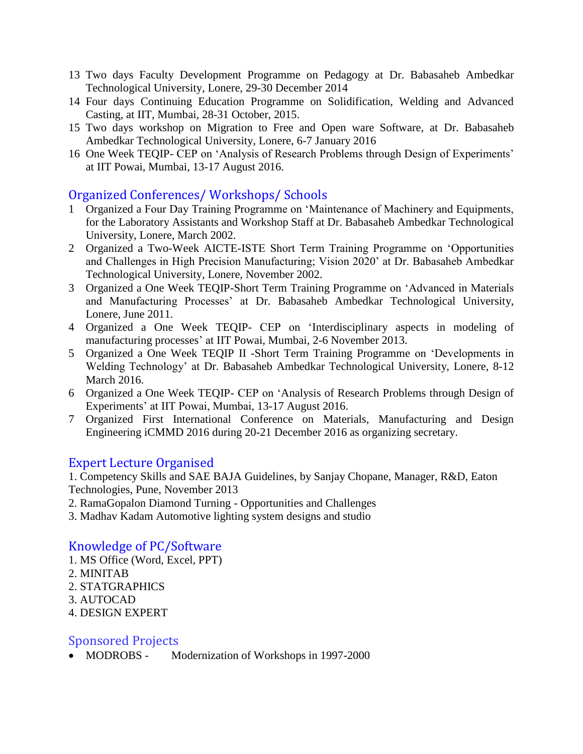13 Two days Faculty Development Programme on Pedagogy at Dr. Babasaheb Ambedkar Technological University, Lonere, 29-30 December 2014
14 Four days Continuing Education Programme on Solidification, Welding and Advanced Casting, at IIT, Mumbai, 28-31 October, 2015.
15 Two days workshop on Migration to Free and Open ware Software, at Dr. Babasaheb Ambedkar Technological University, Lonere, 6-7 January 2016
16 One Week TEQIP- CEP on ‘Analysis of Research Problems through Design of Experiments’ at IIT Powai, Mumbai, 13-17 August 2016.

## Organized Conferences/ Workshops/ Schools

1 Organized a Four Day Training Programme on ‘Maintenance of Machinery and Equipments, for the Laboratory Assistants and Workshop Staff at Dr. Babasaheb Ambedkar Technological University, Lonere, March 2002.
2 Organized a Two-Week AICTE-ISTE Short Term Training Programme on ‘Opportunities and Challenges in High Precision Manufacturing; Vision 2020’ at Dr. Babasaheb Ambedkar Technological University, Lonere, November 2002.
3 Organized a One Week TEQIP-Short Term Training Programme on ‘Advanced in Materials and Manufacturing Processes’ at Dr. Babasaheb Ambedkar Technological University, Lonere, June 2011.
4 Organized a One Week TEQIP- CEP on ‘Interdisciplinary aspects in modeling of manufacturing processes’ at IIT Powai, Mumbai, 2-6 November 2013.
5 Organized a One Week TEQIP II -Short Term Training Programme on ‘Developments in Welding Technology’ at Dr. Babasaheb Ambedkar Technological University, Lonere, 8-12 March 2016.
6 Organized a One Week TEQIP- CEP on ‘Analysis of Research Problems through Design of Experiments’ at IIT Powai, Mumbai, 13-17 August 2016.
7 Organized First International Conference on Materials, Manufacturing and Design Engineering iCMMD 2016 during 20-21 December 2016 as organizing secretary.

## Expert Lecture Organised

1. Competency Skills and SAE BAJA Guidelines, by Sanjay Chopane, Manager, R&D, Eaton Technologies, Pune, November 2013
2. RamaGopalon Diamond Turning - Opportunities and Challenges
3. Madhav Kadam Automotive lighting system designs and studio

## Knowledge of PC/Software

1. MS Office (Word, Excel, PPT)
2. MINITAB
2. STATGRAPHICS
3. AUTOCAD
4. DESIGN EXPERT

## Sponsored Projects

- MODROBS - Modernization of Workshops in 1997-2000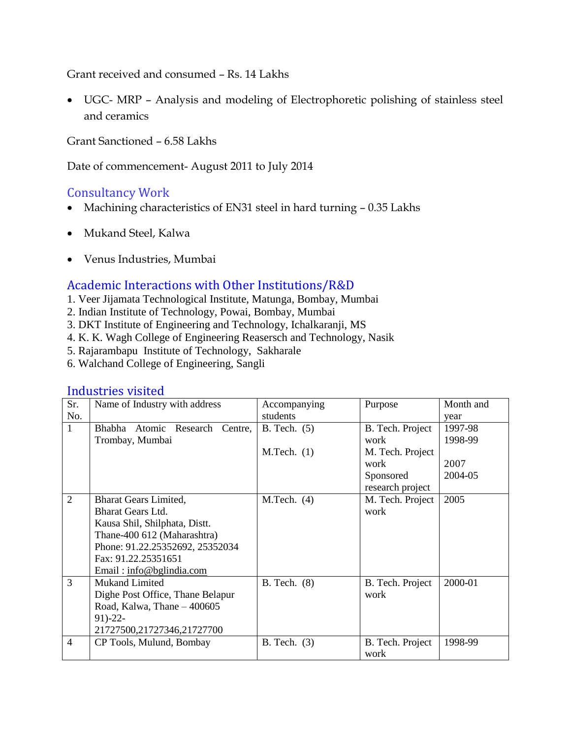Grant received and consumed – Rs. 14 Lakhs

- UGC- MRP – Analysis and modeling of Electrophoretic polishing of stainless steel and ceramics

Grant Sanctioned – 6.58 Lakhs

Date of commencement- August 2011 to July 2014

## Consultancy Work

- Machining characteristics of EN31 steel in hard turning – 0.35 Lakhs
- Mukand Steel, Kalwa
- Venus Industries, Mumbai

## Academic Interactions with Other Institutions/R&D

1. Veer Jijamata Technological Institute, Matunga, Bombay, Mumbai
2. Indian Institute of Technology, Powai, Bombay, Mumbai
3. DKT Institute of Engineering and Technology, Ichalkaranji, MS
4. K. K. Wagh College of Engineering Reasersch and Technology, Nasik
5. Rajarambapu Institute of Technology, Sakharale
6. Walchand College of Engineering, Sangli

## Industries visited

| Sr. No. | Name of Industry with address | Accompanying students | Purpose | Month and year |
|---|---|---|---|---|
| 1 | Bhabha Atomic Research Centre, Trombay, Mumbai | B. Tech. (5)<br><br>M.Tech. (1) | B. Tech. Project work<br>M. Tech. Project work<br>Sponsored research project | 1997-98<br>1998-99<br><br>2007<br>2004-05 |
| 2 | Bharat Gears Limited,<br>Bharat Gears Ltd.<br>Kausa Shil, Shilphata, Distt.<br>Thane-400 612 (Maharashtra)<br>Phone: 91.22.25352692, 25352034<br>Fax: 91.22.25351651<br>Email : info@bglindia.com | M.Tech. (4) | M. Tech. Project work | 2005 |
| 3 | Mukand Limited<br>Dighe Post Office, Thane Belapur Road, Kalwa, Thane – 400605<br>91)-22-21727500,21727346,21727700 | B. Tech. (8) | B. Tech. Project work | 2000-01 |
| 4 | CP Tools, Mulund, Bombay | B. Tech. (3) | B. Tech. Project work | 1998-99 |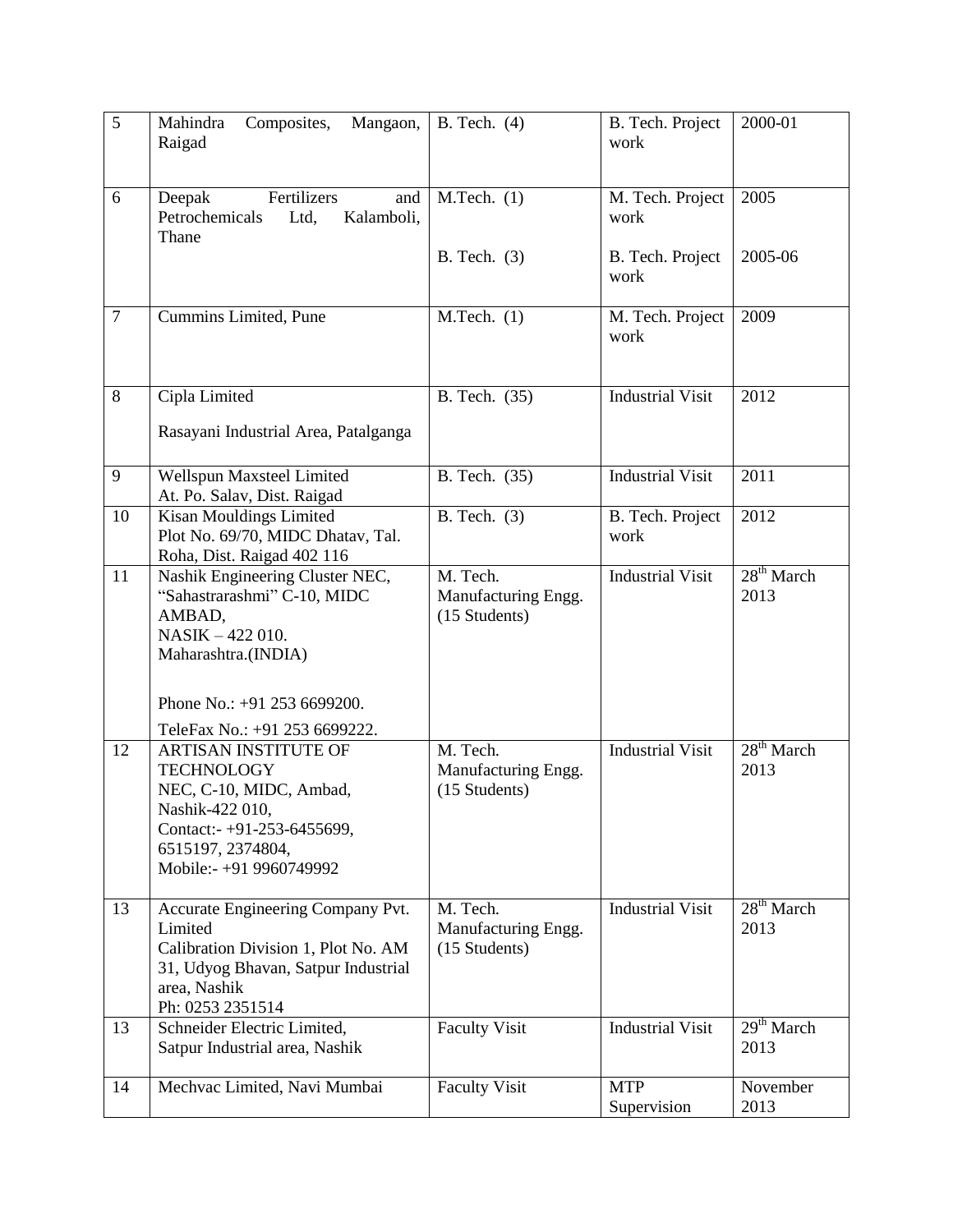| 5 | Mahindra Composites, Mangaon, Raigad | B. Tech. (4) | B. Tech. Project work | 2000-01 |
|---|---|---|---|---|
| 6 | Deepak Fertilizers and Petrochemicals Ltd, Kalamboli, Thane | M.Tech. (1)<br><br>B. Tech. (3) | M. Tech. Project work<br><br>B. Tech. Project work | 2005<br><br>2005-06 |
| 7 | Cummins Limited, Pune | M.Tech. (1) | M. Tech. Project work | 2009 |
| 8 | Cipla Limited<br><br>Rasayani Industrial Area, Patalganga | B. Tech. (35) | Industrial Visit | 2012 |
| 9 | Wellspun Maxsteel Limited<br>At. Po. Salav, Dist. Raigad | B. Tech. (35) | Industrial Visit | 2011 |
| 10 | Kisan Mouldings Limited<br>Plot No. 69/70, MIDC Dhatav, Tal. Roha, Dist. Raigad 402 116 | B. Tech. (3) | B. Tech. Project work | 2012 |
| 11 | Nashik Engineering Cluster NEC, "Sahastrarashmi" C-10, MIDC AMBAD,<br>NASIK – 422 010.<br>Maharashtra.(INDIA)<br><br>Phone No.: +91 253 6699200.<br><br>TeleFax No.: +91 253 6699222. | M. Tech.<br>Manufacturing Engg.<br>(15 Students) | Industrial Visit | 28th March 2013 |
| 12 | ARTISAN INSTITUTE OF TECHNOLOGY<br>NEC, C-10, MIDC, Ambad,<br>Nashik-422 010,<br>Contact:- +91-253-6455699, 6515197, 2374804,<br>Mobile:- +91 9960749992 | M. Tech.<br>Manufacturing Engg.<br>(15 Students) | Industrial Visit | 28th March 2013 |
| 13 | Accurate Engineering Company Pvt. Limited<br>Calibration Division 1, Plot No. AM 31, Udyog Bhavan, Satpur Industrial area, Nashik<br>Ph: 0253 2351514 | M. Tech.<br>Manufacturing Engg.<br>(15 Students) | Industrial Visit | 28th March 2013 |
| 13 | Schneider Electric Limited,<br>Satpur Industrial area, Nashik | Faculty Visit | Industrial Visit | 29th March 2013 |
| 14 | Mechvac Limited, Navi Mumbai | Faculty Visit | MTP Supervision | November 2013 |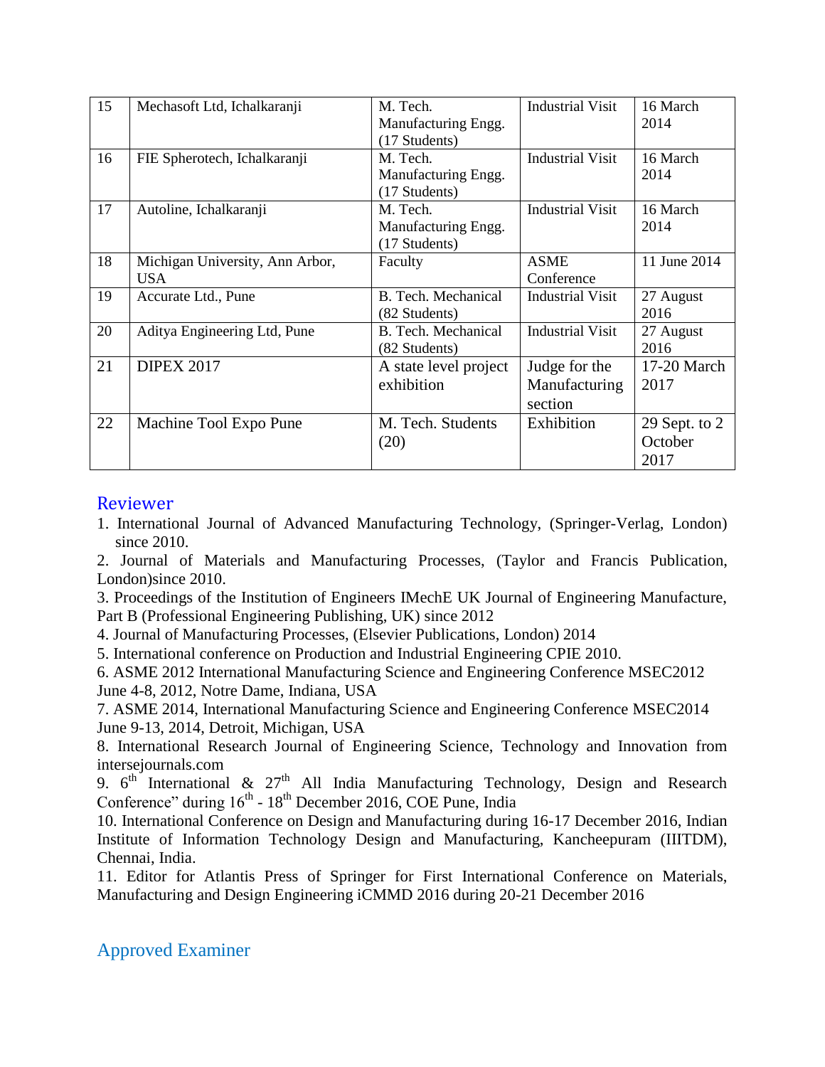| 15 | Mechasoft Ltd, Ichalkaranji | M. Tech. Manufacturing Engg. (17 Students) | Industrial Visit | 16 March 2014 |
|---|---|---|---|---|
| 16 | FIE Spherotech, Ichalkaranji | M. Tech. Manufacturing Engg. (17 Students) | Industrial Visit | 16 March 2014 |
| 17 | Autoline, Ichalkaranji | M. Tech. Manufacturing Engg. (17 Students) | Industrial Visit | 16 March 2014 |
| 18 | Michigan University, Ann Arbor, USA | Faculty | ASME Conference | 11 June 2014 |
| 19 | Accurate Ltd., Pune | B. Tech. Mechanical (82 Students) | Industrial Visit | 27 August 2016 |
| 20 | Aditya Engineering Ltd, Pune | B. Tech. Mechanical (82 Students) | Industrial Visit | 27 August 2016 |
| 21 | DIPEX 2017 | A state level project exhibition | Judge for the Manufacturing section | 17-20 March 2017 |
| 22 | Machine Tool Expo Pune | M. Tech. Students (20) | Exhibition | 29 Sept. to 2 October 2017 |

## Reviewer

1. International Journal of Advanced Manufacturing Technology, (Springer-Verlag, London) since 2010.
2. Journal of Materials and Manufacturing Processes, (Taylor and Francis Publication, London)since 2010.
3. Proceedings of the Institution of Engineers IMechE UK Journal of Engineering Manufacture, Part B (Professional Engineering Publishing, UK) since 2012
4. Journal of Manufacturing Processes, (Elsevier Publications, London) 2014
5. International conference on Production and Industrial Engineering CPIE 2010.
6. ASME 2012 International Manufacturing Science and Engineering Conference MSEC2012 June 4-8, 2012, Notre Dame, Indiana, USA
7. ASME 2014, International Manufacturing Science and Engineering Conference MSEC2014 June 9-13, 2014, Detroit, Michigan, USA
8. International Research Journal of Engineering Science, Technology and Innovation from intersejournals.com
9. 6th International & 27th All India Manufacturing Technology, Design and Research Conference" during 16th - 18th December 2016, COE Pune, India
10. International Conference on Design and Manufacturing during 16-17 December 2016, Indian Institute of Information Technology Design and Manufacturing, Kancheepuram (IIITDM), Chennai, India.
11. Editor for Atlantis Press of Springer for First International Conference on Materials, Manufacturing and Design Engineering iCMMD 2016 during 20-21 December 2016

## Approved Examiner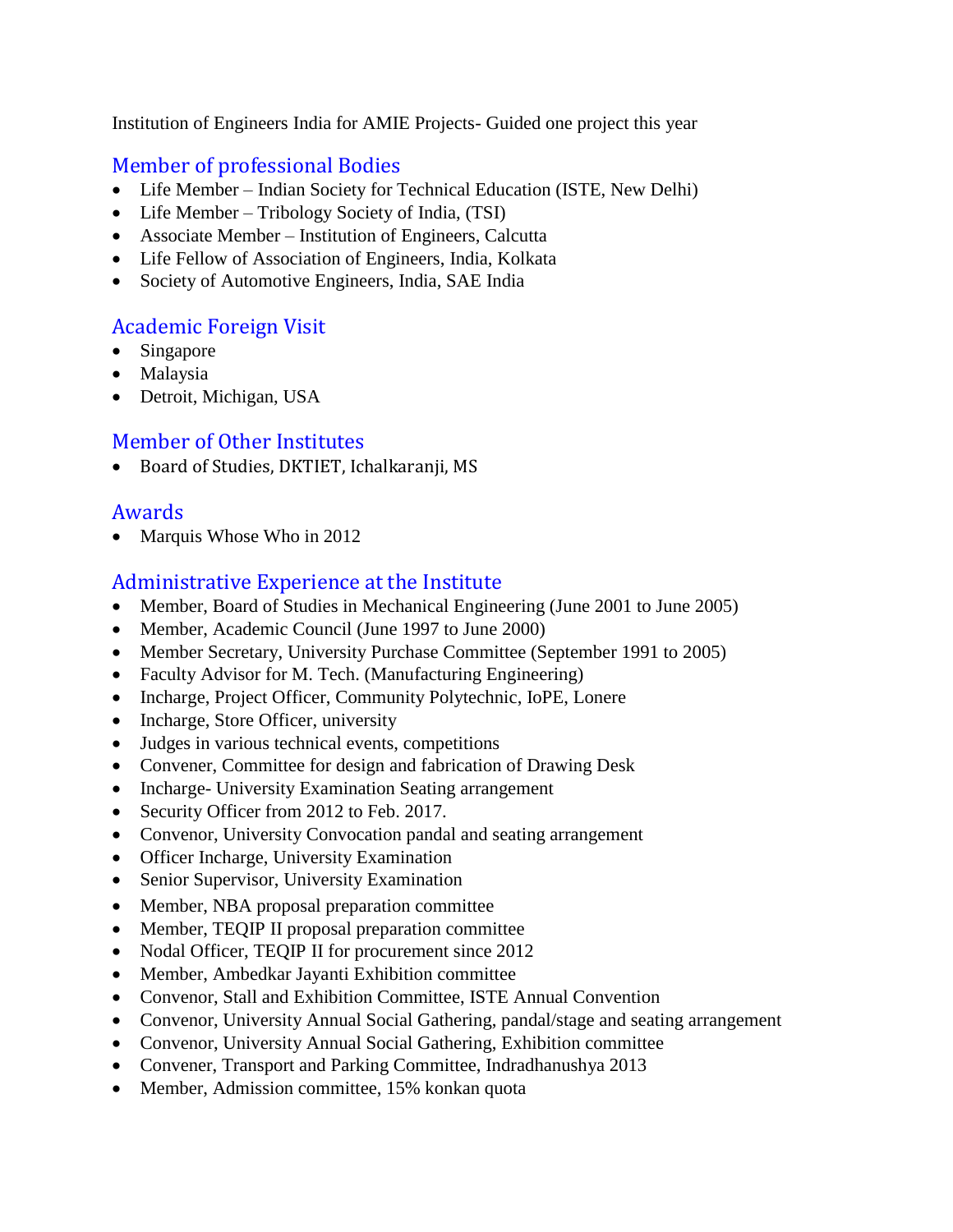Institution of Engineers India for AMIE Projects- Guided one project this year

## Member of professional Bodies

- Life Member – Indian Society for Technical Education (ISTE, New Delhi)
- Life Member – Tribology Society of India, (TSI)
- Associate Member – Institution of Engineers, Calcutta
- Life Fellow of Association of Engineers, India, Kolkata
- Society of Automotive Engineers, India, SAE India

## Academic Foreign Visit

- Singapore
- Malaysia
- Detroit, Michigan, USA

## Member of Other Institutes

- Board of Studies, DKTIET, Ichalkaranji, MS

## Awards

- Marquis Whose Who in 2012

## Administrative Experience at the Institute

- Member, Board of Studies in Mechanical Engineering (June 2001 to June 2005)
- Member, Academic Council (June 1997 to June 2000)
- Member Secretary, University Purchase Committee (September 1991 to 2005)
- Faculty Advisor for M. Tech. (Manufacturing Engineering)
- Incharge, Project Officer, Community Polytechnic, IoPE, Lonere
- Incharge, Store Officer, university
- Judges in various technical events, competitions
- Convener, Committee for design and fabrication of Drawing Desk
- Incharge- University Examination Seating arrangement
- Security Officer from 2012 to Feb. 2017.
- Convenor, University Convocation pandal and seating arrangement
- Officer Incharge, University Examination
- Senior Supervisor, University Examination
- Member, NBA proposal preparation committee
- Member, TEQIP II proposal preparation committee
- Nodal Officer, TEQIP II for procurement since 2012
- Member, Ambedkar Jayanti Exhibition committee
- Convenor, Stall and Exhibition Committee, ISTE Annual Convention
- Convenor, University Annual Social Gathering, pandal/stage and seating arrangement
- Convenor, University Annual Social Gathering, Exhibition committee
- Convener, Transport and Parking Committee, Indradhanushya 2013
- Member, Admission committee, 15% konkan quota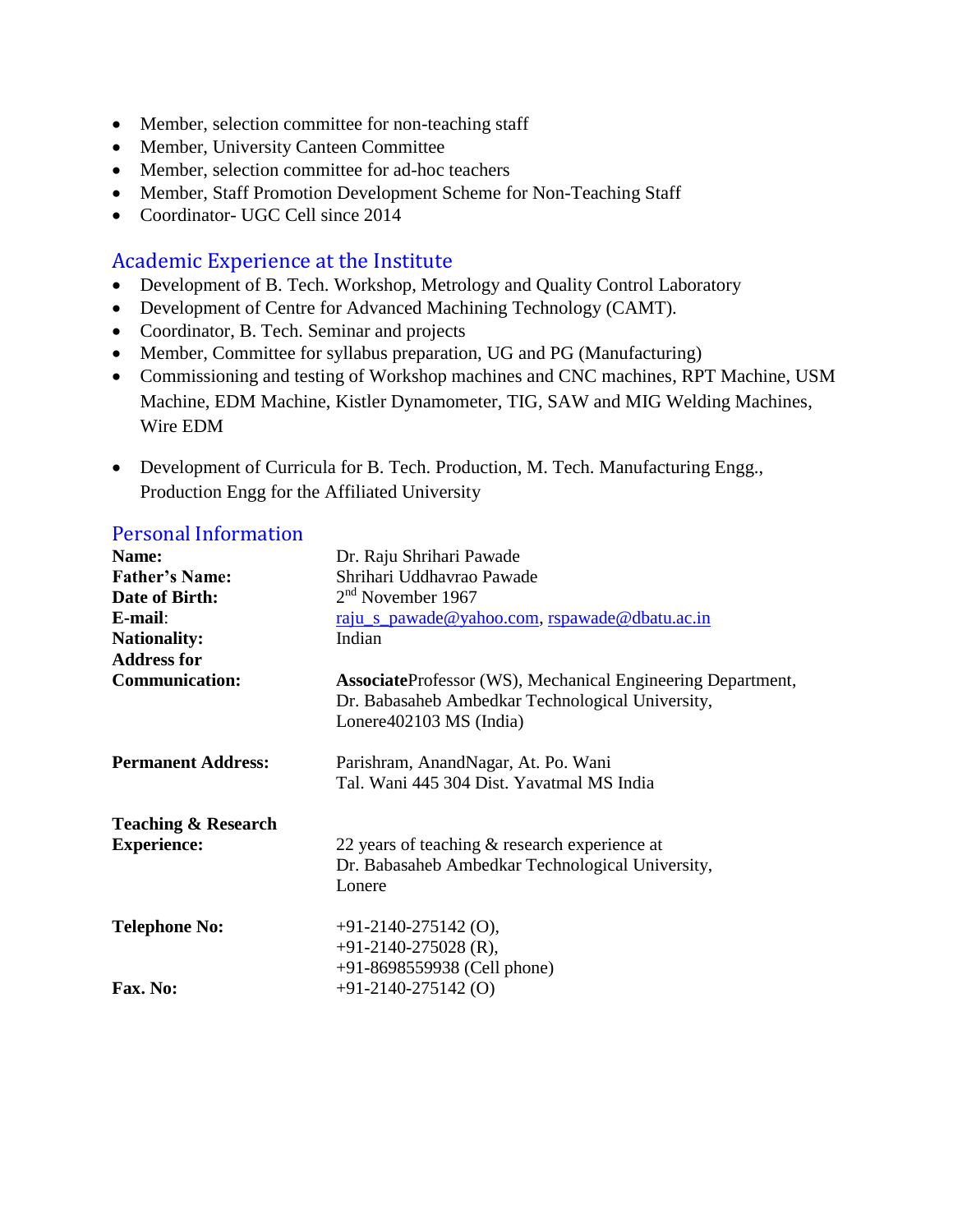- Member, selection committee for non-teaching staff
- Member, University Canteen Committee
- Member, selection committee for ad-hoc teachers
- Member, Staff Promotion Development Scheme for Non-Teaching Staff
- Coordinator- UGC Cell since 2014

## Academic Experience at the Institute

- Development of B. Tech. Workshop, Metrology and Quality Control Laboratory
- Development of Centre for Advanced Machining Technology (CAMT).
- Coordinator, B. Tech. Seminar and projects
- Member, Committee for syllabus preparation, UG and PG (Manufacturing)
- Commissioning and testing of Workshop machines and CNC machines, RPT Machine, USM Machine, EDM Machine, Kistler Dynamometer, TIG, SAW and MIG Welding Machines, Wire EDM
- Development of Curricula for B. Tech. Production, M. Tech. Manufacturing Engg., Production Engg for the Affiliated University

## Personal Information

| | |
|---|---|
| **Name:** | Dr. Raju Shrihari Pawade |
| **Father's Name:** | Shrihari Uddhavrao Pawade |
| **Date of Birth:** | 2nd November 1967 |
| **E-mail**: | raju_s_pawade@yahoo.com, rspawade@dbatu.ac.in |
| **Nationality:** | Indian |
| **Address for Communication:** | **Associate**Professor (WS), Mechanical Engineering Department, Dr. Babasaheb Ambedkar Technological University, Lonere402103 MS (India) |
| **Permanent Address:** | Parishram, AnandNagar, At. Po. Wani Tal. Wani 445 304 Dist. Yavatmal MS India |
| **Teaching & Research Experience:** | 22 years of teaching & research experience at Dr. Babasaheb Ambedkar Technological University, Lonere |
| **Telephone No:** | +91-2140-275142 (O), +91-2140-275028 (R), +91-8698559938 (Cell phone) |
| **Fax. No:** | +91-2140-275142 (O) |